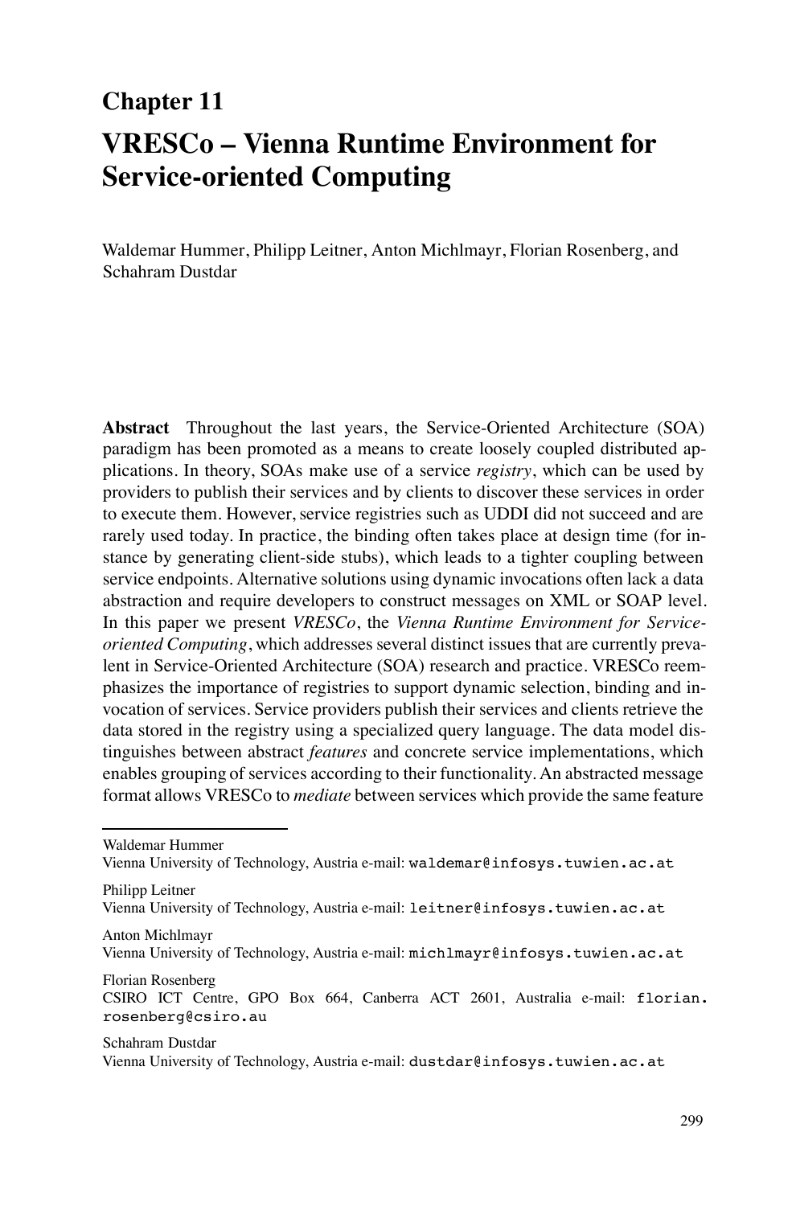# Chapter 11

# VRESCo – Vienna Runtime Environment for Service-oriented Computing

Waldemar Hummer, Philipp Leitner, Anton Michlmayr, Florian Rosenberg, and Schahram Dustdar

**Abstract** Throughout the last years, the Service-Oriented Architecture (SOA) paradigm has been promoted as a means to create loosely coupled distributed applications. In theory, SOAs make use of a service *registry*, which can be used by providers to publish their services and by clients to discover these services in order to execute them. However, service registries such as UDDI did not succeed and are rarely used today. In practice, the binding often takes place at design time (for instance by generating client-side stubs), which leads to a tighter coupling between service endpoints. Alternative solutions using dynamic invocations often lack a data abstraction and require developers to construct messages on XML or SOAP level. In this paper we present *VRESCo*, the *Vienna Runtime Environment for Service-oriented Computing*, which addresses several distinct issues that are currently prevalent in Service-Oriented Architecture (SOA) research and practice. VRESCo reemphasizes the importance of registries to support dynamic selection, binding and invocation of services. Service providers publish their services and clients retrieve the data stored in the registry using a specialized query language. The data model distinguishes between abstract *features* and concrete service implementations, which enables grouping of services according to their functionality. An abstracted message format allows VRESCo to *mediate* between services which provide the same feature

---

Waldemar Hummer
Vienna University of Technology, Austria e-mail: waldemar@infosys.tuwien.ac.at

Philipp Leitner
Vienna University of Technology, Austria e-mail: leitner@infosys.tuwien.ac.at

Anton Michlmayr
Vienna University of Technology, Austria e-mail: michlmayr@infosys.tuwien.ac.at

Florian Rosenberg
CSIRO ICT Centre, GPO Box 664, Canberra ACT 2601, Australia e-mail: florian.rosenberg@csiro.au

Schahram Dustdar
Vienna University of Technology, Austria e-mail: dustdar@infosys.tuwien.ac.at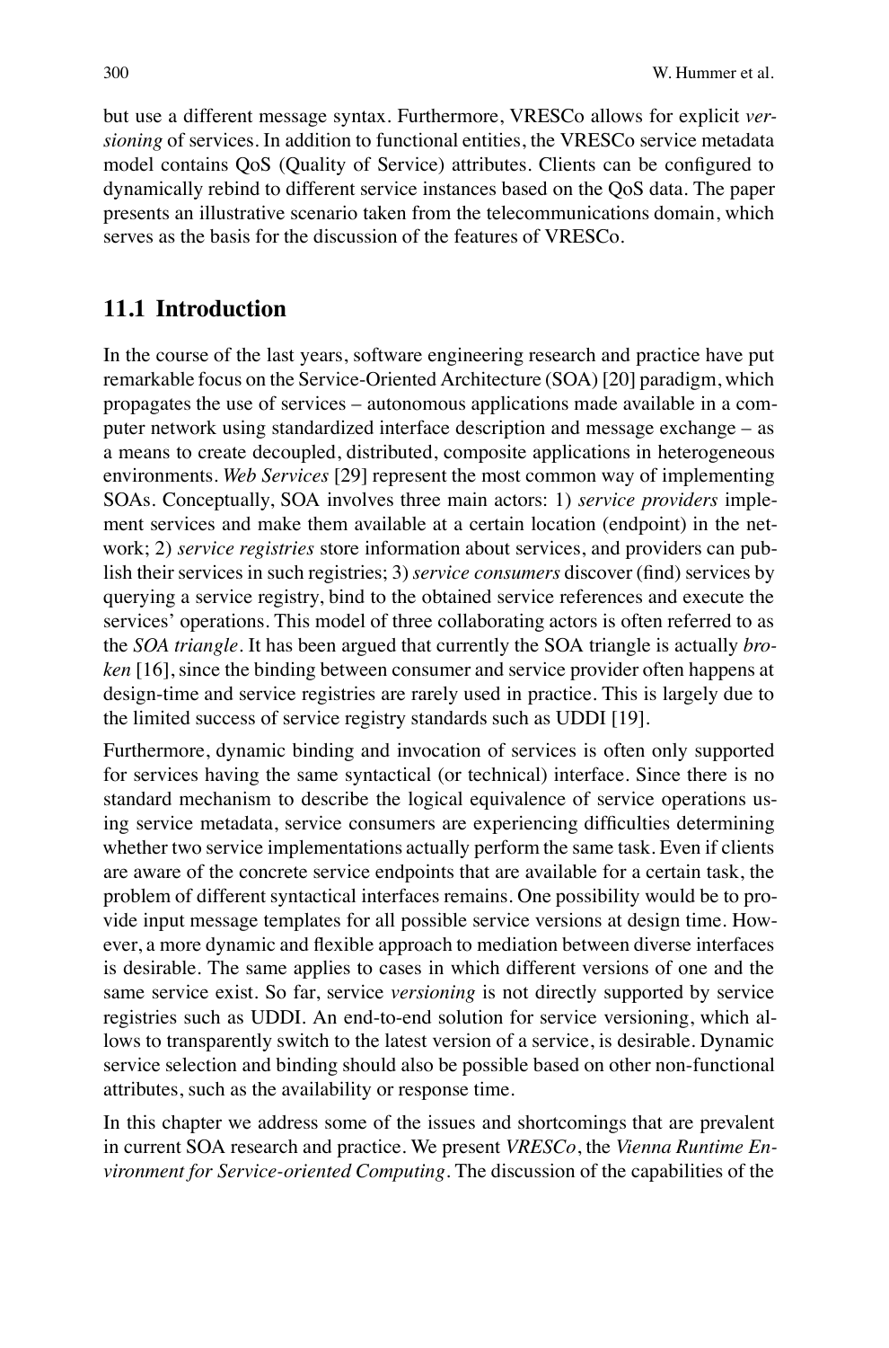but use a different message syntax. Furthermore, VRESCo allows for explicit *versioning* of services. In addition to functional entities, the VRESCo service metadata model contains QoS (Quality of Service) attributes. Clients can be configured to dynamically rebind to different service instances based on the QoS data. The paper presents an illustrative scenario taken from the telecommunications domain, which serves as the basis for the discussion of the features of VRESCo.

## 11.1 Introduction

In the course of the last years, software engineering research and practice have put remarkable focus on the Service-Oriented Architecture (SOA) [20] paradigm, which propagates the use of services – autonomous applications made available in a computer network using standardized interface description and message exchange – as a means to create decoupled, distributed, composite applications in heterogeneous environments. *Web Services* [29] represent the most common way of implementing SOAs. Conceptually, SOA involves three main actors: 1) *service providers* implement services and make them available at a certain location (endpoint) in the network; 2) *service registries* store information about services, and providers can publish their services in such registries; 3) *service consumers* discover (find) services by querying a service registry, bind to the obtained service references and execute the services' operations. This model of three collaborating actors is often referred to as the *SOA triangle*. It has been argued that currently the SOA triangle is actually *broken* [16], since the binding between consumer and service provider often happens at design-time and service registries are rarely used in practice. This is largely due to the limited success of service registry standards such as UDDI [19].

Furthermore, dynamic binding and invocation of services is often only supported for services having the same syntactical (or technical) interface. Since there is no standard mechanism to describe the logical equivalence of service operations using service metadata, service consumers are experiencing difficulties determining whether two service implementations actually perform the same task. Even if clients are aware of the concrete service endpoints that are available for a certain task, the problem of different syntactical interfaces remains. One possibility would be to provide input message templates for all possible service versions at design time. However, a more dynamic and flexible approach to mediation between diverse interfaces is desirable. The same applies to cases in which different versions of one and the same service exist. So far, service *versioning* is not directly supported by service registries such as UDDI. An end-to-end solution for service versioning, which allows to transparently switch to the latest version of a service, is desirable. Dynamic service selection and binding should also be possible based on other non-functional attributes, such as the availability or response time.

In this chapter we address some of the issues and shortcomings that are prevalent in current SOA research and practice. We present *VRESCo*, the *Vienna Runtime Environment for Service-oriented Computing*. The discussion of the capabilities of the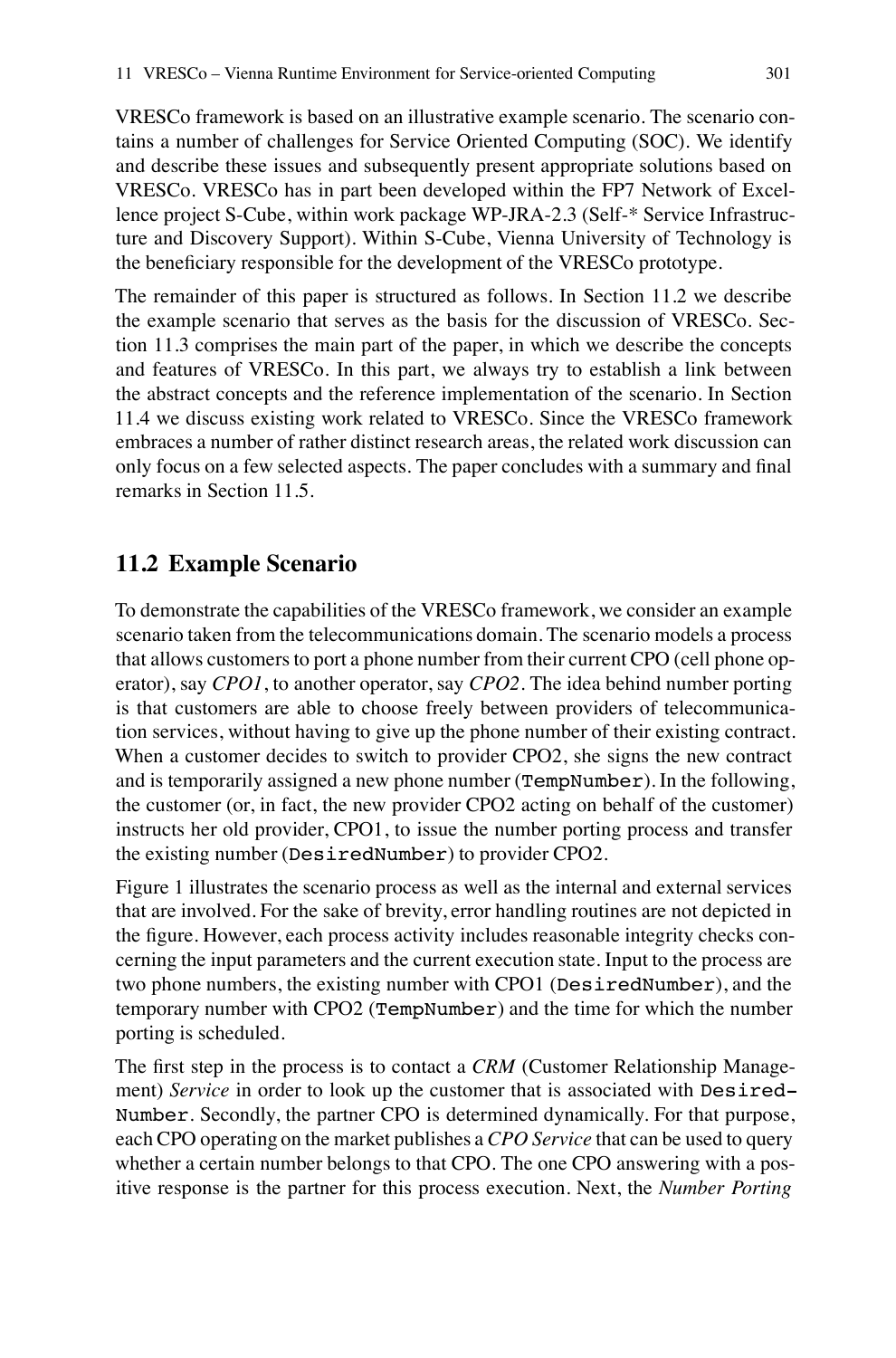VRESCo framework is based on an illustrative example scenario. The scenario contains a number of challenges for Service Oriented Computing (SOC). We identify and describe these issues and subsequently present appropriate solutions based on VRESCo. VRESCo has in part been developed within the FP7 Network of Excellence project S-Cube, within work package WP-JRA-2.3 (Self-* Service Infrastructure and Discovery Support). Within S-Cube, Vienna University of Technology is the beneficiary responsible for the development of the VRESCo prototype.

The remainder of this paper is structured as follows. In Section 11.2 we describe the example scenario that serves as the basis for the discussion of VRESCo. Section 11.3 comprises the main part of the paper, in which we describe the concepts and features of VRESCo. In this part, we always try to establish a link between the abstract concepts and the reference implementation of the scenario. In Section 11.4 we discuss existing work related to VRESCo. Since the VRESCo framework embraces a number of rather distinct research areas, the related work discussion can only focus on a few selected aspects. The paper concludes with a summary and final remarks in Section 11.5.

## 11.2 Example Scenario

To demonstrate the capabilities of the VRESCo framework, we consider an example scenario taken from the telecommunications domain. The scenario models a process that allows customers to port a phone number from their current CPO (cell phone operator), say *CPO1*, to another operator, say *CPO2*. The idea behind number porting is that customers are able to choose freely between providers of telecommunication services, without having to give up the phone number of their existing contract. When a customer decides to switch to provider CPO2, she signs the new contract and is temporarily assigned a new phone number (`TempNumber`). In the following, the customer (or, in fact, the new provider CPO2 acting on behalf of the customer) instructs her old provider, CPO1, to issue the number porting process and transfer the existing number (`DesiredNumber`) to provider CPO2.

Figure 1 illustrates the scenario process as well as the internal and external services that are involved. For the sake of brevity, error handling routines are not depicted in the figure. However, each process activity includes reasonable integrity checks concerning the input parameters and the current execution state. Input to the process are two phone numbers, the existing number with CPO1 (`DesiredNumber`), and the temporary number with CPO2 (`TempNumber`) and the time for which the number porting is scheduled.

The first step in the process is to contact a *CRM* (Customer Relationship Management) *Service* in order to look up the customer that is associated with `DesiredNumber`. Secondly, the partner CPO is determined dynamically. For that purpose, each CPO operating on the market publishes a *CPO Service* that can be used to query whether a certain number belongs to that CPO. The one CPO answering with a positive response is the partner for this process execution. Next, the *Number Porting*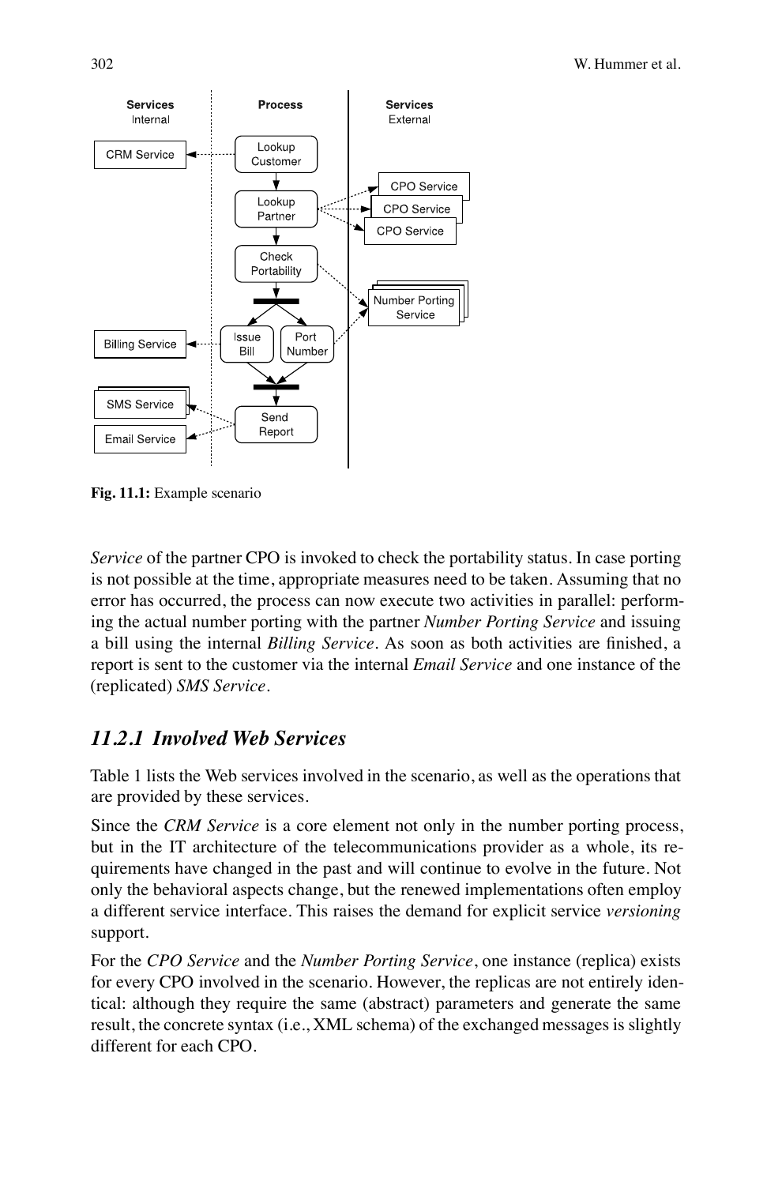Fig. 11.1: Example scenario

*Service* of the partner CPO is invoked to check the portability status. In case porting is not possible at the time, appropriate measures need to be taken. Assuming that no error has occurred, the process can now execute two activities in parallel: performing the actual number porting with the partner *Number Porting Service* and issuing a bill using the internal *Billing Service*. As soon as both activities are finished, a report is sent to the customer via the internal *Email Service* and one instance of the (replicated) *SMS Service*.

### *11.2.1 Involved Web Services*

Table 1 lists the Web services involved in the scenario, as well as the operations that are provided by these services.

Since the *CRM Service* is a core element not only in the number porting process, but in the IT architecture of the telecommunications provider as a whole, its requirements have changed in the past and will continue to evolve in the future. Not only the behavioral aspects change, but the renewed implementations often employ a different service interface. This raises the demand for explicit service *versioning* support.

For the *CPO Service* and the *Number Porting Service*, one instance (replica) exists for every CPO involved in the scenario. However, the replicas are not entirely identical: although they require the same (abstract) parameters and generate the same result, the concrete syntax (i.e., XML schema) of the exchanged messages is slightly different for each CPO.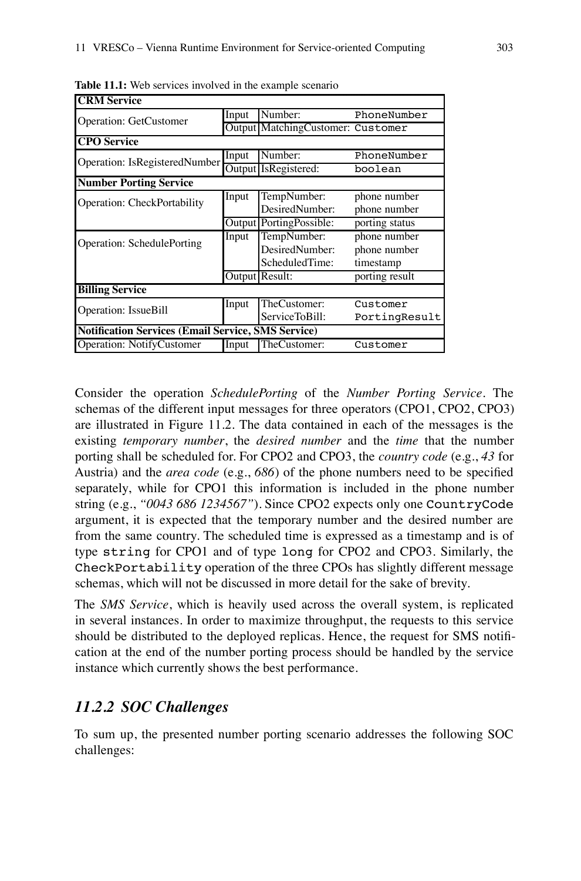**Table 11.1:** Web services involved in the example scenario

| | | | |
|---|---|---|---|
| **CRM Service** | | | |
| Operation: GetCustomer | Input | Number: | `PhoneNumber` |
| | Output | MatchingCustomer: | `Customer` |
| **CPO Service** | | | |
| Operation: IsRegisteredNumber | Input | Number: | `PhoneNumber` |
| | Output | IsRegistered: | `boolean` |
| **Number Porting Service** | | | |
| Operation: CheckPortability | Input | TempNumber:<br>DesiredNumber: | phone number<br>phone number |
| | Output | PortingPossible: | porting status |
| Operation: SchedulePorting | Input | TempNumber:<br>DesiredNumber:<br>ScheduledTime: | phone number<br>phone number<br>timestamp |
| | Output | Result: | porting result |
| **Billing Service** | | | |
| Operation: IssueBill | Input | TheCustomer:<br>ServiceToBill: | `Customer`<br>`PortingResult` |
| **Notification Services (Email Service, SMS Service)** | | | |
| Operation: NotifyCustomer | Input | TheCustomer: | `Customer` |

Consider the operation *SchedulePorting* of the *Number Porting Service*. The schemas of the different input messages for three operators (CPO1, CPO2, CPO3) are illustrated in Figure 11.2. The data contained in each of the messages is the existing *temporary number*, the *desired number* and the *time* that the number porting shall be scheduled for. For CPO2 and CPO3, the *country code* (e.g., *43* for Austria) and the *area code* (e.g., *686*) of the phone numbers need to be specified separately, while for CPO1 this information is included in the phone number string (e.g., *"0043 686 1234567"*). Since CPO2 expects only one `CountryCode` argument, it is expected that the temporary number and the desired number are from the same country. The scheduled time is expressed as a timestamp and is of type `string` for CPO1 and of type `long` for CPO2 and CPO3. Similarly, the `CheckPortability` operation of the three CPOs has slightly different message schemas, which will not be discussed in more detail for the sake of brevity.

The *SMS Service*, which is heavily used across the overall system, is replicated in several instances. In order to maximize throughput, the requests to this service should be distributed to the deployed replicas. Hence, the request for SMS notification at the end of the number porting process should be handled by the service instance which currently shows the best performance.

### *11.2.2 SOC Challenges*

To sum up, the presented number porting scenario addresses the following SOC challenges: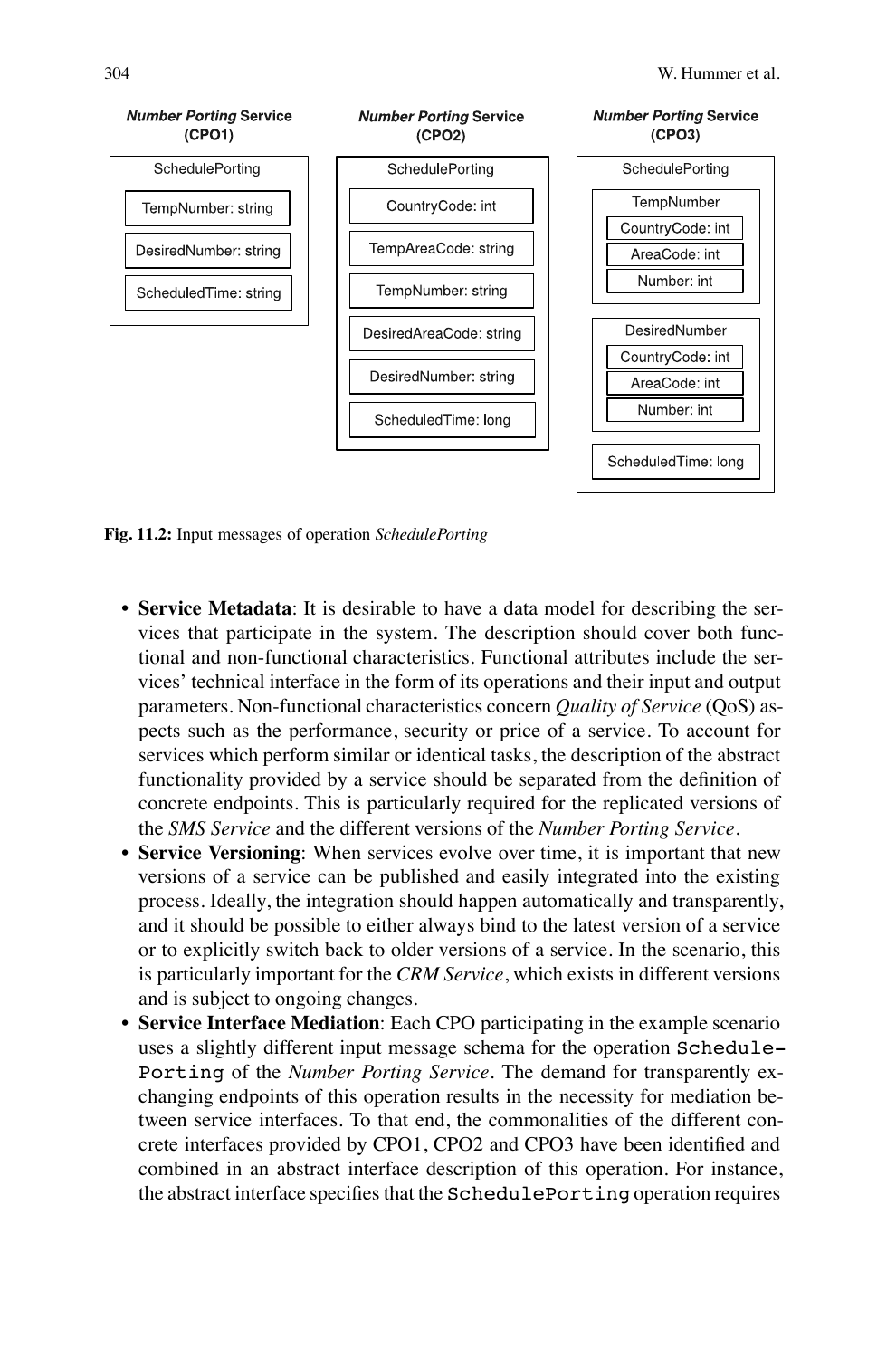**Number Porting Service (CPO1)**

SchedulePorting

TempNumber: string

DesiredNumber: string

ScheduledTime: string

**Number Porting Service (CPO2)**

SchedulePorting

CountryCode: int

TempAreaCode: string

TempNumber: string

DesiredAreaCode: string

DesiredNumber: string

ScheduledTime: long

**Number Porting Service (CPO3)**

SchedulePorting

TempNumber

CountryCode: int

AreaCode: int

Number: int

DesiredNumber

CountryCode: int

AreaCode: int

Number: int

ScheduledTime: long

**Fig. 11.2:** Input messages of operation *SchedulePorting*

- **Service Metadata**: It is desirable to have a data model for describing the services that participate in the system. The description should cover both functional and non-functional characteristics. Functional attributes include the services' technical interface in the form of its operations and their input and output parameters. Non-functional characteristics concern *Quality of Service* (QoS) aspects such as the performance, security or price of a service. To account for services which perform similar or identical tasks, the description of the abstract functionality provided by a service should be separated from the definition of concrete endpoints. This is particularly required for the replicated versions of the *SMS Service* and the different versions of the *Number Porting Service*.
- **Service Versioning**: When services evolve over time, it is important that new versions of a service can be published and easily integrated into the existing process. Ideally, the integration should happen automatically and transparently, and it should be possible to either always bind to the latest version of a service or to explicitly switch back to older versions of a service. In the scenario, this is particularly important for the *CRM Service*, which exists in different versions and is subject to ongoing changes.
- **Service Interface Mediation**: Each CPO participating in the example scenario uses a slightly different input message schema for the operation `SchedulePorting` of the *Number Porting Service*. The demand for transparently exchanging endpoints of this operation results in the necessity for mediation between service interfaces. To that end, the commonalities of the different concrete interfaces provided by CPO1, CPO2 and CPO3 have been identified and combined in an abstract interface description of this operation. For instance, the abstract interface specifies that the `SchedulePorting` operation requires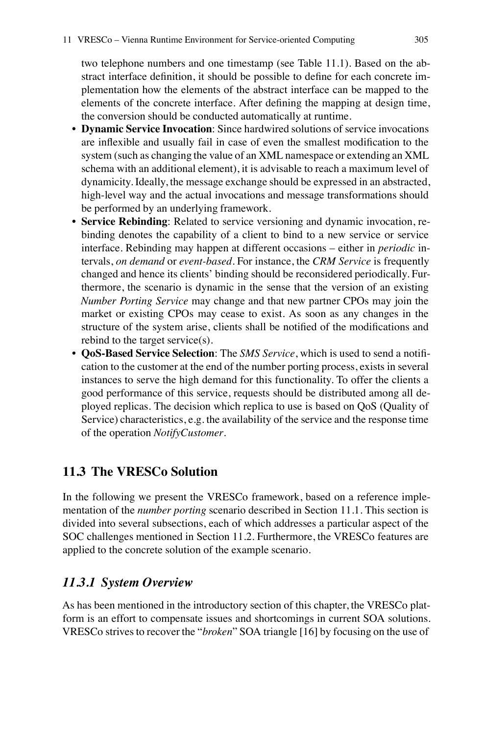two telephone numbers and one timestamp (see Table 11.1). Based on the abstract interface definition, it should be possible to define for each concrete implementation how the elements of the abstract interface can be mapped to the elements of the concrete interface. After defining the mapping at design time, the conversion should be conducted automatically at runtime.

- **Dynamic Service Invocation**: Since hardwired solutions of service invocations are inflexible and usually fail in case of even the smallest modification to the system (such as changing the value of an XML namespace or extending an XML schema with an additional element), it is advisable to reach a maximum level of dynamicity. Ideally, the message exchange should be expressed in an abstracted, high-level way and the actual invocations and message transformations should be performed by an underlying framework.
- **Service Rebinding**: Related to service versioning and dynamic invocation, rebinding denotes the capability of a client to bind to a new service or service interface. Rebinding may happen at different occasions – either in *periodic* intervals, *on demand* or *event-based*. For instance, the *CRM Service* is frequently changed and hence its clients' binding should be reconsidered periodically. Furthermore, the scenario is dynamic in the sense that the version of an existing *Number Porting Service* may change and that new partner CPOs may join the market or existing CPOs may cease to exist. As soon as any changes in the structure of the system arise, clients shall be notified of the modifications and rebind to the target service(s).
- **QoS-Based Service Selection**: The *SMS Service*, which is used to send a notification to the customer at the end of the number porting process, exists in several instances to serve the high demand for this functionality. To offer the clients a good performance of this service, requests should be distributed among all deployed replicas. The decision which replica to use is based on QoS (Quality of Service) characteristics, e.g. the availability of the service and the response time of the operation *NotifyCustomer*.

## 11.3 The VRESCo Solution

In the following we present the VRESCo framework, based on a reference implementation of the *number porting* scenario described in Section 11.1. This section is divided into several subsections, each of which addresses a particular aspect of the SOC challenges mentioned in Section 11.2. Furthermore, the VRESCo features are applied to the concrete solution of the example scenario.

### 11.3.1 System Overview

As has been mentioned in the introductory section of this chapter, the VRESCo platform is an effort to compensate issues and shortcomings in current SOA solutions. VRESCo strives to recover the "*broken*" SOA triangle [16] by focusing on the use of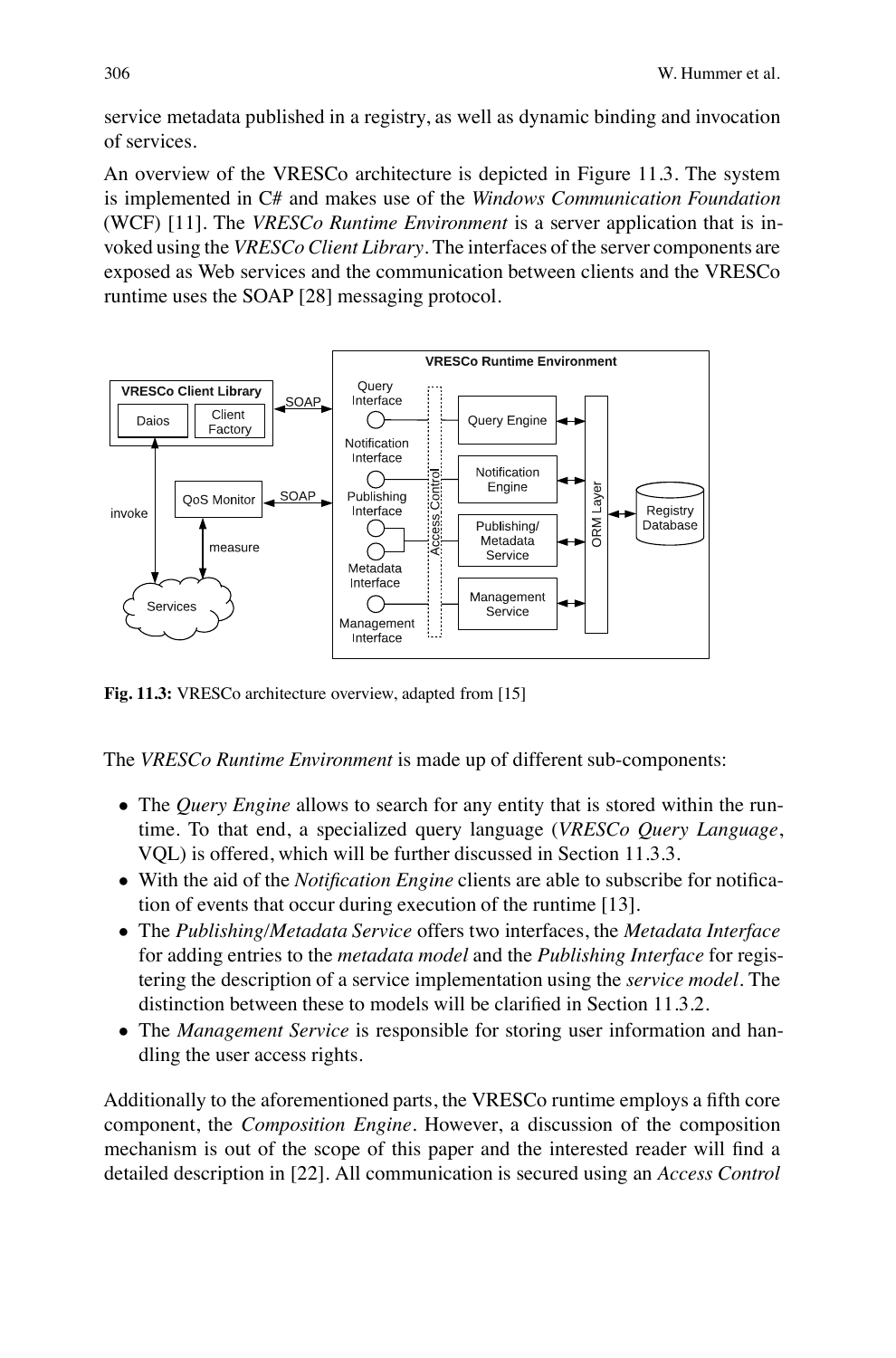service metadata published in a registry, as well as dynamic binding and invocation of services.

An overview of the VRESCo architecture is depicted in Figure 11.3. The system is implemented in C# and makes use of the *Windows Communication Foundation* (WCF) [11]. The *VRESCo Runtime Environment* is a server application that is invoked using the *VRESCo Client Library*. The interfaces of the server components are exposed as Web services and the communication between clients and the VRESCo runtime uses the SOAP [28] messaging protocol.

**Fig. 11.3:** VRESCo architecture overview, adapted from [15]

The *VRESCo Runtime Environment* is made up of different sub-components:

- The *Query Engine* allows to search for any entity that is stored within the runtime. To that end, a specialized query language (*VRESCo Query Language*, VQL) is offered, which will be further discussed in Section 11.3.3.
- With the aid of the *Notification Engine* clients are able to subscribe for notification of events that occur during execution of the runtime [13].
- The *Publishing/Metadata Service* offers two interfaces, the *Metadata Interface* for adding entries to the *metadata model* and the *Publishing Interface* for registering the description of a service implementation using the *service model*. The distinction between these to models will be clarified in Section 11.3.2.
- The *Management Service* is responsible for storing user information and handling the user access rights.

Additionally to the aforementioned parts, the VRESCo runtime employs a fifth core component, the *Composition Engine*. However, a discussion of the composition mechanism is out of the scope of this paper and the interested reader will find a detailed description in [22]. All communication is secured using an *Access Control*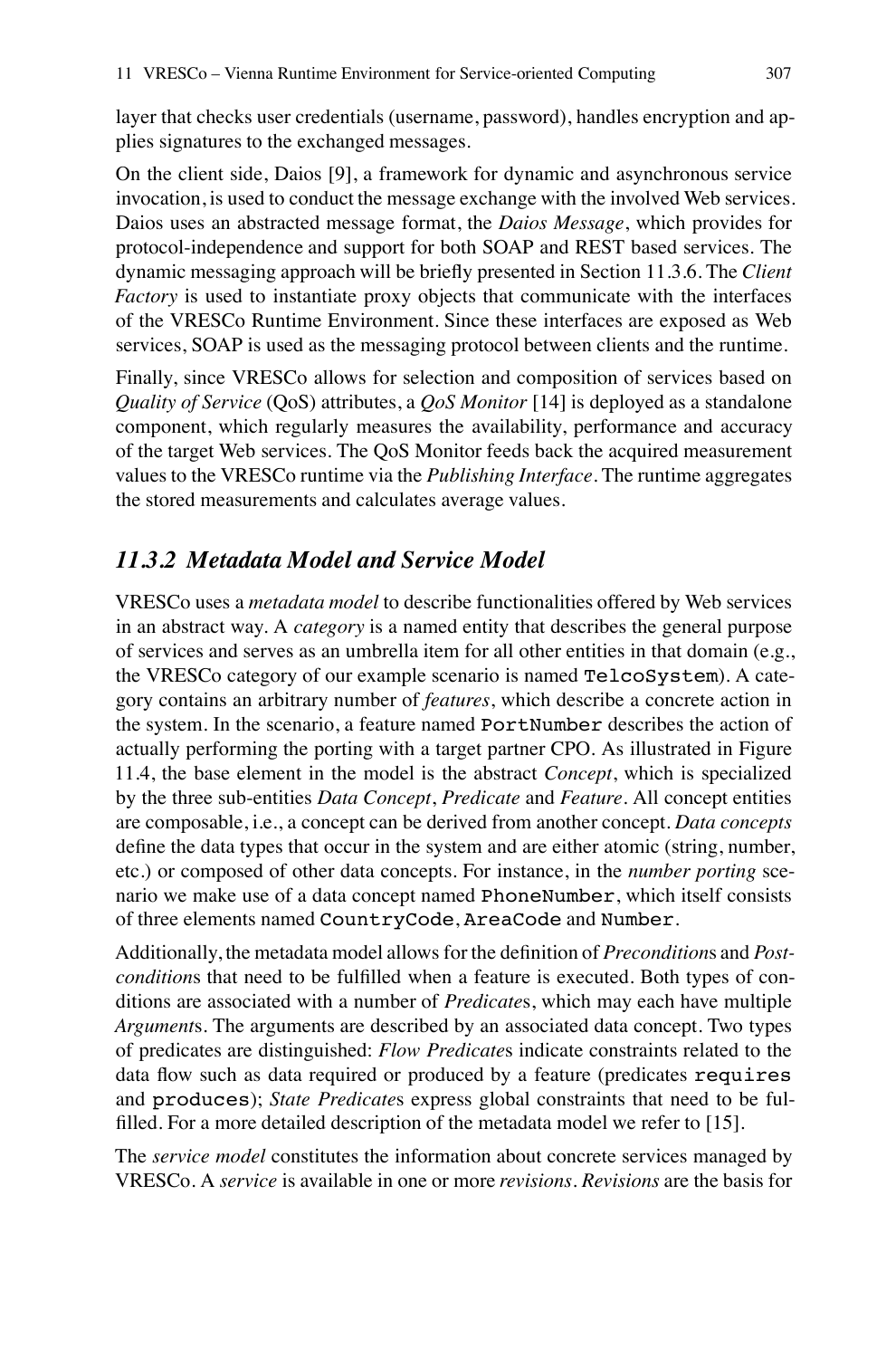layer that checks user credentials (username, password), handles encryption and applies signatures to the exchanged messages.

On the client side, Daios [9], a framework for dynamic and asynchronous service invocation, is used to conduct the message exchange with the involved Web services. Daios uses an abstracted message format, the *Daios Message*, which provides for protocol-independence and support for both SOAP and REST based services. The dynamic messaging approach will be briefly presented in Section 11.3.6. The *Client Factory* is used to instantiate proxy objects that communicate with the interfaces of the VRESCo Runtime Environment. Since these interfaces are exposed as Web services, SOAP is used as the messaging protocol between clients and the runtime.

Finally, since VRESCo allows for selection and composition of services based on *Quality of Service* (QoS) attributes, a *QoS Monitor* [14] is deployed as a standalone component, which regularly measures the availability, performance and accuracy of the target Web services. The QoS Monitor feeds back the acquired measurement values to the VRESCo runtime via the *Publishing Interface*. The runtime aggregates the stored measurements and calculates average values.

### *11.3.2 Metadata Model and Service Model*

VRESCo uses a *metadata model* to describe functionalities offered by Web services in an abstract way. A *category* is a named entity that describes the general purpose of services and serves as an umbrella item for all other entities in that domain (e.g., the VRESCo category of our example scenario is named `TelcoSystem`). A category contains an arbitrary number of *features*, which describe a concrete action in the system. In the scenario, a feature named `PortNumber` describes the action of actually performing the porting with a target partner CPO. As illustrated in Figure 11.4, the base element in the model is the abstract *Concept*, which is specialized by the three sub-entities *Data Concept*, *Predicate* and *Feature*. All concept entities are composable, i.e., a concept can be derived from another concept. *Data concepts* define the data types that occur in the system and are either atomic (string, number, etc.) or composed of other data concepts. For instance, in the *number porting* scenario we make use of a data concept named `PhoneNumber`, which itself consists of three elements named `CountryCode`, `AreaCode` and `Number`.

Additionally, the metadata model allows for the definition of *Precondition*s and *Postcondition*s that need to be fulfilled when a feature is executed. Both types of conditions are associated with a number of *Predicate*s, which may each have multiple *Argument*s. The arguments are described by an associated data concept. Two types of predicates are distinguished: *Flow Predicate*s indicate constraints related to the data flow such as data required or produced by a feature (predicates `requires` and `produces`); *State Predicate*s express global constraints that need to be fulfilled. For a more detailed description of the metadata model we refer to [15].

The *service model* constitutes the information about concrete services managed by VRESCo. A *service* is available in one or more *revisions*. *Revisions* are the basis for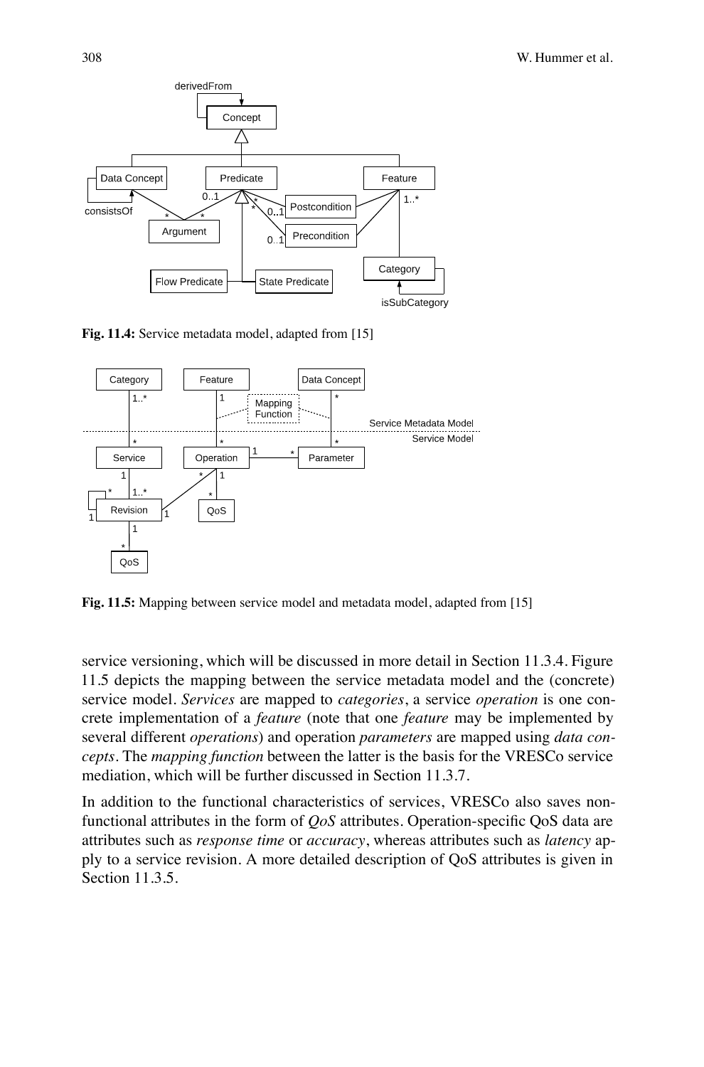**Fig. 11.4:** Service metadata model, adapted from [15]

**Fig. 11.5:** Mapping between service model and metadata model, adapted from [15]

service versioning, which will be discussed in more detail in Section 11.3.4. Figure 11.5 depicts the mapping between the service metadata model and the (concrete) service model. *Services* are mapped to *categories*, a service *operation* is one concrete implementation of a *feature* (note that one *feature* may be implemented by several different *operations*) and operation *parameters* are mapped using *data concepts*. The *mapping function* between the latter is the basis for the VRESCo service mediation, which will be further discussed in Section 11.3.7.

In addition to the functional characteristics of services, VRESCo also saves non-functional attributes in the form of *QoS* attributes. Operation-specific QoS data are attributes such as *response time* or *accuracy*, whereas attributes such as *latency* apply to a service revision. A more detailed description of QoS attributes is given in Section 11.3.5.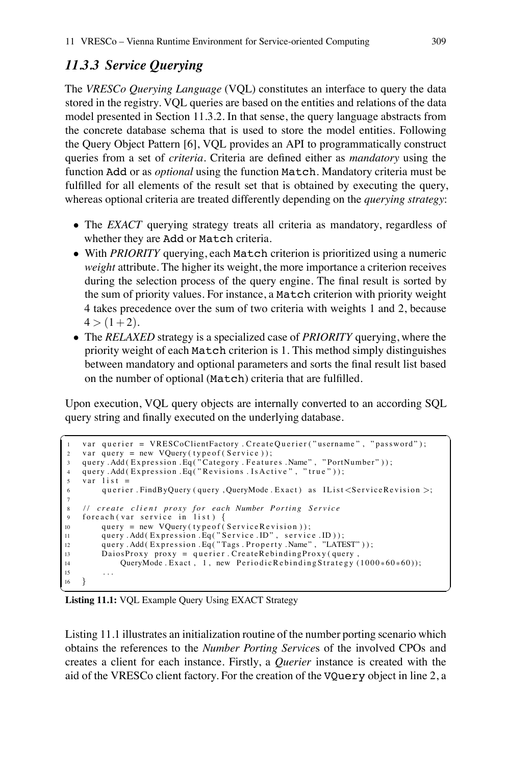### 11.3.3 Service Querying

The *VRESCo Querying Language* (VQL) constitutes an interface to query the data stored in the registry. VQL queries are based on the entities and relations of the data model presented in Section 11.3.2. In that sense, the query language abstracts from the concrete database schema that is used to store the model entities. Following the Query Object Pattern [6], VQL provides an API to programmatically construct queries from a set of *criteria*. Criteria are defined either as *mandatory* using the function `Add` or as *optional* using the function `Match`. Mandatory criteria must be fulfilled for all elements of the result set that is obtained by executing the query, whereas optional criteria are treated differently depending on the *querying strategy*:

- The *EXACT* querying strategy treats all criteria as mandatory, regardless of whether they are `Add` or `Match` criteria.
- With *PRIORITY* querying, each `Match` criterion is prioritized using a numeric *weight* attribute. The higher its weight, the more importance a criterion receives during the selection process of the query engine. The final result is sorted by the sum of priority values. For instance, a `Match` criterion with priority weight 4 takes precedence over the sum of two criteria with weights 1 and 2, because $4 > (1+2)$.
- The *RELAXED* strategy is a specialized case of *PRIORITY* querying, where the priority weight of each `Match` criterion is 1. This method simply distinguishes between mandatory and optional parameters and sorts the final result list based on the number of optional (`Match`) criteria that are fulfilled.

Upon execution, VQL query objects are internally converted to an according SQL query string and finally executed on the underlying database.

```
1  var querier = VRESCoClientFactory.CreateQuerier("username", "password");
2  var query = new VQuery(typeof(Service));
3  query.Add(Expression.Eq("Category.Features.Name", "PortNumber"));
4  query.Add(Expression.Eq("Revisions.IsActive", "true"));
5  var list =
6      querier.FindByQuery(query,QueryMode.Exact) as IList<ServiceRevision>;
7
8  // create client proxy for each Number Porting Service
9  foreach(var service in list) {
10     query = new VQuery(typeof(ServiceRevision));
11     query.Add(Expression.Eq("Service.ID", service.ID));
12     query.Add(Expression.Eq("Tags.Property.Name", "LATEST"));
13     DaiosProxy proxy = querier.CreateRebindingProxy(query,
14         QueryMode.Exact, 1, new PeriodicRebindingStrategy(1000*60*60));
15     ...
16 }
```

**Listing 11.1:** VQL Example Query Using EXACT Strategy

Listing 11.1 illustrates an initialization routine of the number porting scenario which obtains the references to the *Number Porting Service*s of the involved CPOs and creates a client for each instance. Firstly, a *Querier* instance is created with the aid of the VRESCo client factory. For the creation of the `VQuery` object in line 2, a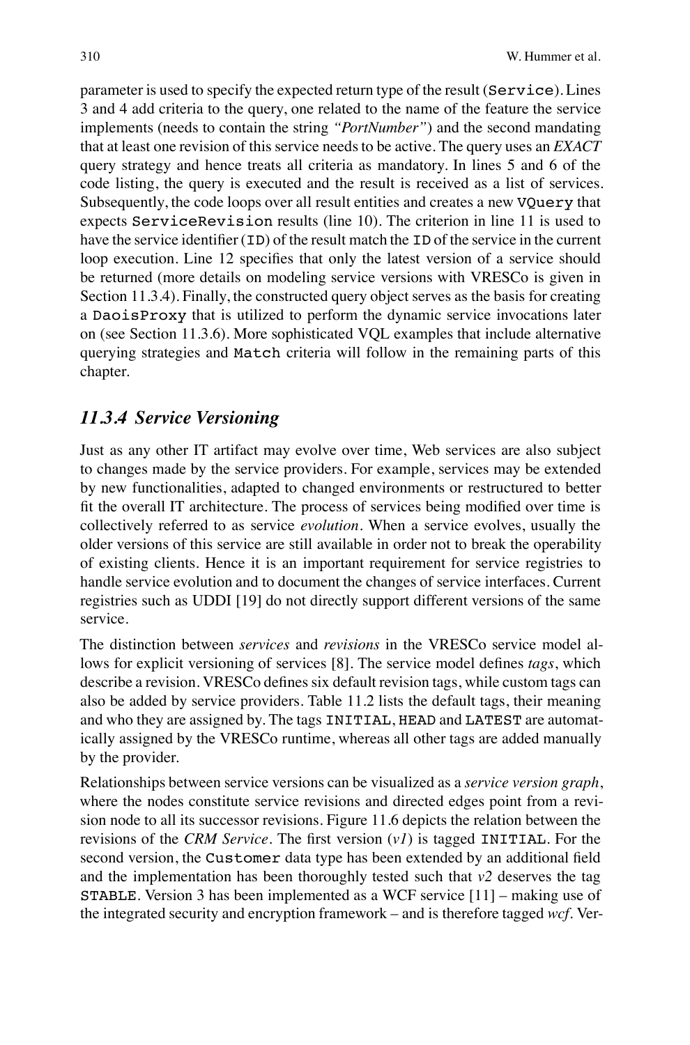parameter is used to specify the expected return type of the result (`Service`). Lines 3 and 4 add criteria to the query, one related to the name of the feature the service implements (needs to contain the string *"PortNumber"*) and the second mandating that at least one revision of this service needs to be active. The query uses an *EXACT* query strategy and hence treats all criteria as mandatory. In lines 5 and 6 of the code listing, the query is executed and the result is received as a list of services. Subsequently, the code loops over all result entities and creates a new `VQuery` that expects `ServiceRevision` results (line 10). The criterion in line 11 is used to have the service identifier (`ID`) of the result match the `ID` of the service in the current loop execution. Line 12 specifies that only the latest version of a service should be returned (more details on modeling service versions with VRESCo is given in Section 11.3.4). Finally, the constructed query object serves as the basis for creating a `DaoisProxy` that is utilized to perform the dynamic service invocations later on (see Section 11.3.6). More sophisticated VQL examples that include alternative querying strategies and `Match` criteria will follow in the remaining parts of this chapter.

### *11.3.4 Service Versioning*

Just as any other IT artifact may evolve over time, Web services are also subject to changes made by the service providers. For example, services may be extended by new functionalities, adapted to changed environments or restructured to better fit the overall IT architecture. The process of services being modified over time is collectively referred to as service *evolution*. When a service evolves, usually the older versions of this service are still available in order not to break the operability of existing clients. Hence it is an important requirement for service registries to handle service evolution and to document the changes of service interfaces. Current registries such as UDDI [19] do not directly support different versions of the same service.

The distinction between *services* and *revisions* in the VRESCo service model allows for explicit versioning of services [8]. The service model defines *tags*, which describe a revision. VRESCo defines six default revision tags, while custom tags can also be added by service providers. Table 11.2 lists the default tags, their meaning and who they are assigned by. The tags `INITIAL`, `HEAD` and `LATEST` are automatically assigned by the VRESCo runtime, whereas all other tags are added manually by the provider.

Relationships between service versions can be visualized as a *service version graph*, where the nodes constitute service revisions and directed edges point from a revision node to all its successor revisions. Figure 11.6 depicts the relation between the revisions of the *CRM Service*. The first version (*v1*) is tagged `INITIAL`. For the second version, the `Customer` data type has been extended by an additional field and the implementation has been thoroughly tested such that *v2* deserves the tag `STABLE`. Version 3 has been implemented as a WCF service [11] – making use of the integrated security and encryption framework – and is therefore tagged *wcf*. Ver-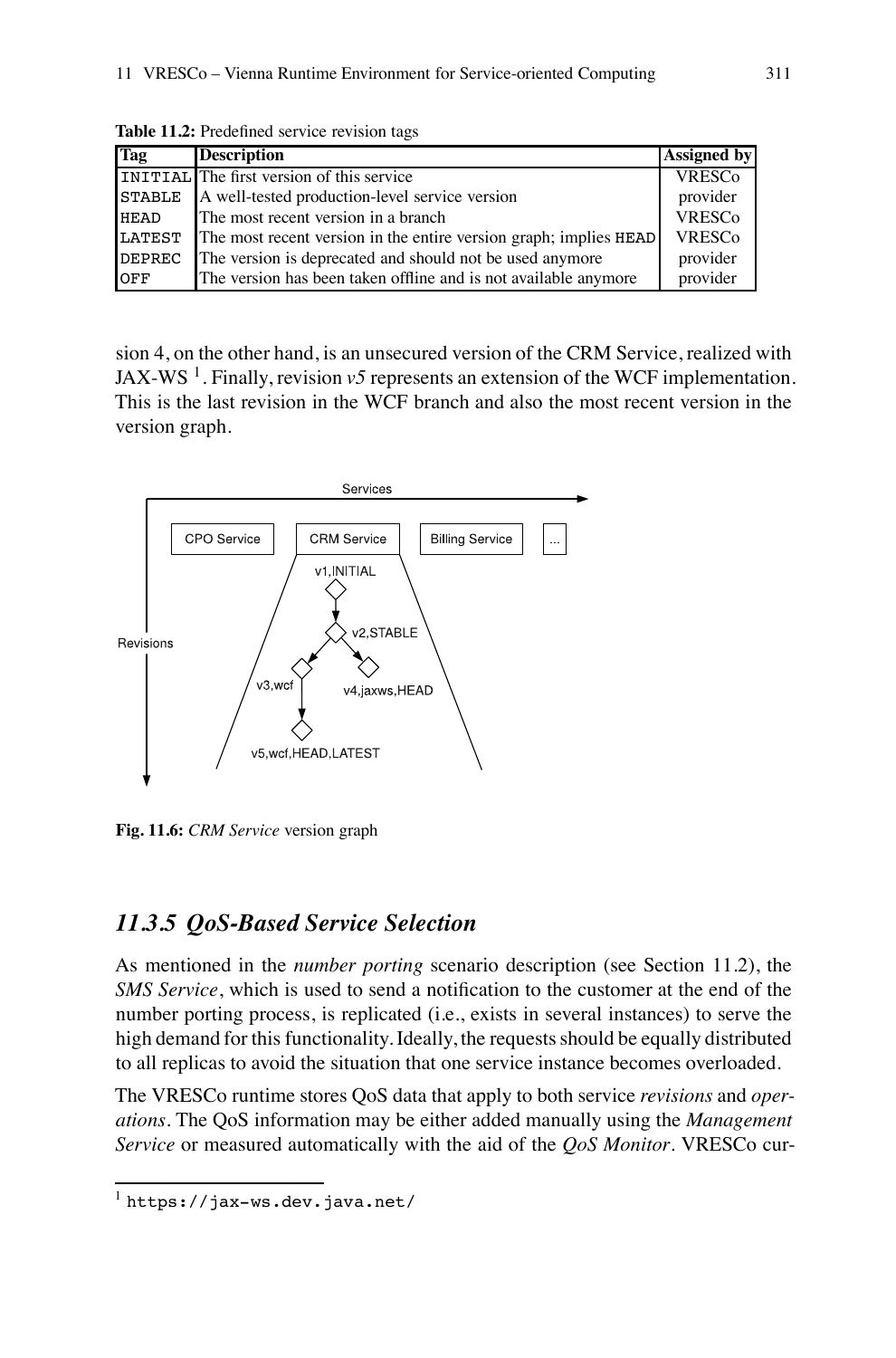**Table 11.2:** Predefined service revision tags

| Tag | Description | Assigned by |
|---|---|---|
| `INITIAL` | The first version of this service | VRESCo |
| `STABLE` | A well-tested production-level service version | provider |
| `HEAD` | The most recent version in a branch | VRESCo |
| `LATEST` | The most recent version in the entire version graph; implies `HEAD` | VRESCo |
| `DEPREC` | The version is deprecated and should not be used anymore | provider |
| `OFF` | The version has been taken offline and is not available anymore | provider |

sion 4, on the other hand, is an unsecured version of the CRM Service, realized with JAX-WS [1]. Finally, revision *v5* represents an extension of the WCF implementation. This is the last revision in the WCF branch and also the most recent version in the version graph.

**Fig. 11.6:** *CRM Service* version graph

## 11.3.5 QoS-Based Service Selection

As mentioned in the *number porting* scenario description (see Section 11.2), the *SMS Service*, which is used to send a notification to the customer at the end of the number porting process, is replicated (i.e., exists in several instances) to serve the high demand for this functionality. Ideally, the requests should be equally distributed to all replicas to avoid the situation that one service instance becomes overloaded.

The VRESCo runtime stores QoS data that apply to both service *revisions* and *operations*. The QoS information may be either added manually using the *Management Service* or measured automatically with the aid of the *QoS Monitor*. VRESCo cur-

[1] `https://jax-ws.dev.java.net/`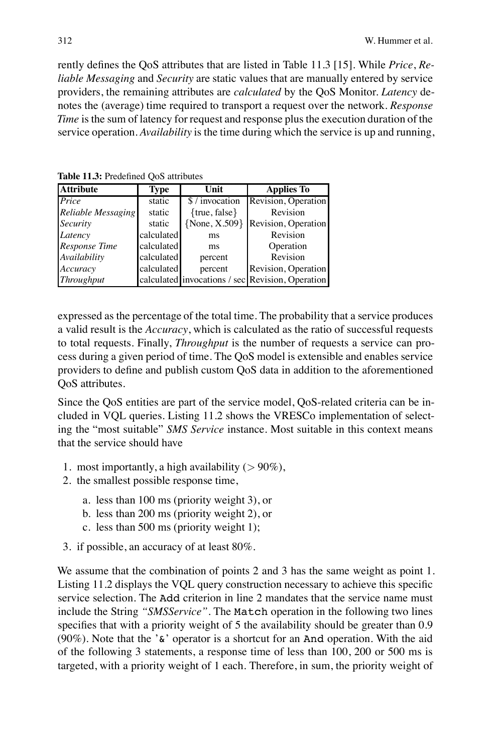rently defines the QoS attributes that are listed in Table 11.3 [15]. While *Price*, *Reliable Messaging* and *Security* are static values that are manually entered by service providers, the remaining attributes are *calculated* by the QoS Monitor. *Latency* denotes the (average) time required to transport a request over the network. *Response Time* is the sum of latency for request and response plus the execution duration of the service operation. *Availability* is the time during which the service is up and running, expressed as the percentage of the total time. The probability that a service produces a valid result is the *Accuracy*, which is calculated as the ratio of successful requests to total requests. Finally, *Throughput* is the number of requests a service can process during a given period of time. The QoS model is extensible and enables service providers to define and publish custom QoS data in addition to the aforementioned QoS attributes.

**Table 11.3:** Predefined QoS attributes

| Attribute | Type | Unit | Applies To |
|---|---|---|---|
| *Price* | static | $ / invocation | Revision, Operation |
| *Reliable Messaging* | static | {true, false} | Revision |
| *Security* | static | {None, X.509} | Revision, Operation |
| *Latency* | calculated | ms | Revision |
| *Response Time* | calculated | ms | Operation |
| *Availability* | calculated | percent | Revision |
| *Accuracy* | calculated | percent | Revision, Operation |
| *Throughput* | calculated | invocations / sec | Revision, Operation |

Since the QoS entities are part of the service model, QoS-related criteria can be included in VQL queries. Listing 11.2 shows the VRESCo implementation of selecting the "most suitable" *SMS Service* instance. Most suitable in this context means that the service should have

1. most importantly, a high availability ($> 90\%$),
2. the smallest possible response time,
   a. less than 100 ms (priority weight 3), or
   b. less than 200 ms (priority weight 2), or
   c. less than 500 ms (priority weight 1);
3. if possible, an accuracy of at least 80%.

We assume that the combination of points 2 and 3 has the same weight as point 1. Listing 11.2 displays the VQL query construction necessary to achieve this specific service selection. The `Add` criterion in line 2 mandates that the service name must include the String *"SMSService"*. The `Match` operation in the following two lines specifies that with a priority weight of 5 the availability should be greater than 0.9 (90%). Note that the '`&`' operator is a shortcut for an `And` operation. With the aid of the following 3 statements, a response time of less than 100, 200 or 500 ms is targeted, with a priority weight of 1 each. Therefore, in sum, the priority weight of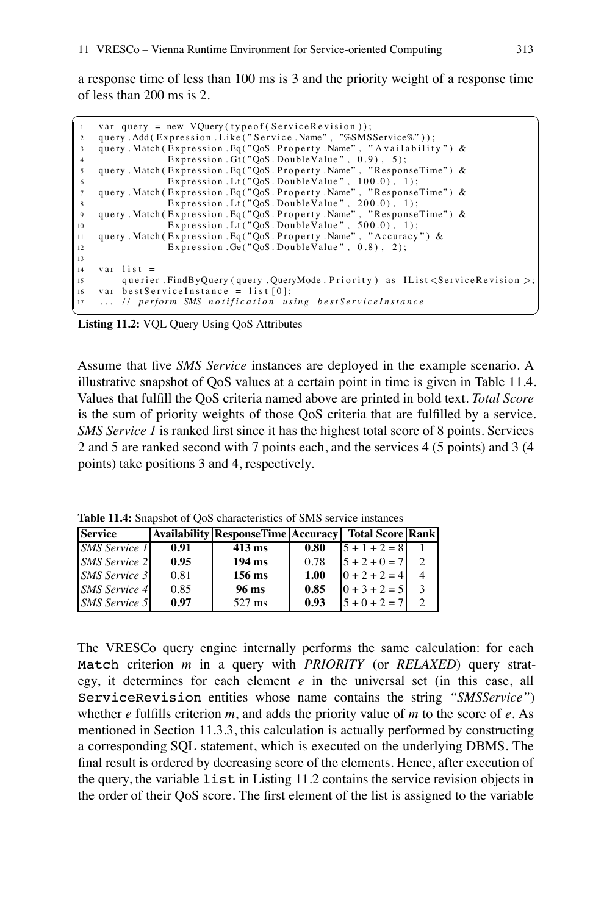a response time of less than 100 ms is 3 and the priority weight of a response time of less than 200 ms is 2.

```
var query = new VQuery(typeof(ServiceRevision));
query.Add(Expression.Like("Service.Name", "%SMSService%"));
query.Match(Expression.Eq("QoS.Property.Name", "Availability") &
            Expression.Gt("QoS.DoubleValue", 0.9), 5);
query.Match(Expression.Eq("QoS.Property.Name", "ResponseTime") &
            Expression.Lt("QoS.DoubleValue", 100.0), 1);
query.Match(Expression.Eq("QoS.Property.Name", "ResponseTime") &
            Expression.Lt("QoS.DoubleValue", 200.0), 1);
query.Match(Expression.Eq("QoS.Property.Name", "ResponseTime") &
            Expression.Lt("QoS.DoubleValue", 500.0), 1);
query.Match(Expression.Eq("QoS.Property.Name", "Accuracy") &
            Expression.Ge("QoS.DoubleValue", 0.8), 2);

var list =
    querier.FindByQuery(query,QueryMode.Priority) as IList<ServiceRevision>;
var bestServiceInstance = list[0];
... // perform SMS notification using bestServiceInstance
```

**Listing 11.2:** VQL Query Using QoS Attributes

Assume that five *SMS Service* instances are deployed in the example scenario. A illustrative snapshot of QoS values at a certain point in time is given in Table 11.4. Values that fulfill the QoS criteria named above are printed in bold text. *Total Score* is the sum of priority weights of those QoS criteria that are fulfilled by a service. *SMS Service 1* is ranked first since it has the highest total score of 8 points. Services 2 and 5 are ranked second with 7 points each, and the services 4 (5 points) and 3 (4 points) take positions 3 and 4, respectively.

**Table 11.4:** Snapshot of QoS characteristics of SMS service instances

| Service | Availability | ResponseTime | Accuracy | Total Score | Rank |
|---|---|---|---|---|---|
| *SMS Service 1* | **0.91** | **413 ms** | **0.80** | 5 + 1 + 2 = 8 | 1 |
| *SMS Service 2* | **0.95** | **194 ms** | 0.78 | 5 + 2 + 0 = 7 | 2 |
| *SMS Service 3* | 0.81 | **156 ms** | **1.00** | 0 + 2 + 2 = 4 | 4 |
| *SMS Service 4* | 0.85 | **96 ms** | **0.85** | 0 + 3 + 2 = 5 | 3 |
| *SMS Service 5* | **0.97** | 527 ms | **0.93** | 5 + 0 + 2 = 7 | 2 |

The VRESCo query engine internally performs the same calculation: for each `Match` criterion $m$ in a query with *PRIORITY* (or *RELAXED*) query strategy, it determines for each element $e$ in the universal set (in this case, all `ServiceRevision` entities whose name contains the string *"SMSService"*) whether $e$ fulfills criterion $m$, and adds the priority value of $m$ to the score of $e$. As mentioned in Section 11.3.3, this calculation is actually performed by constructing a corresponding SQL statement, which is executed on the underlying DBMS. The final result is ordered by decreasing score of the elements. Hence, after execution of the query, the variable `list` in Listing 11.2 contains the service revision objects in the order of their QoS score. The first element of the list is assigned to the variable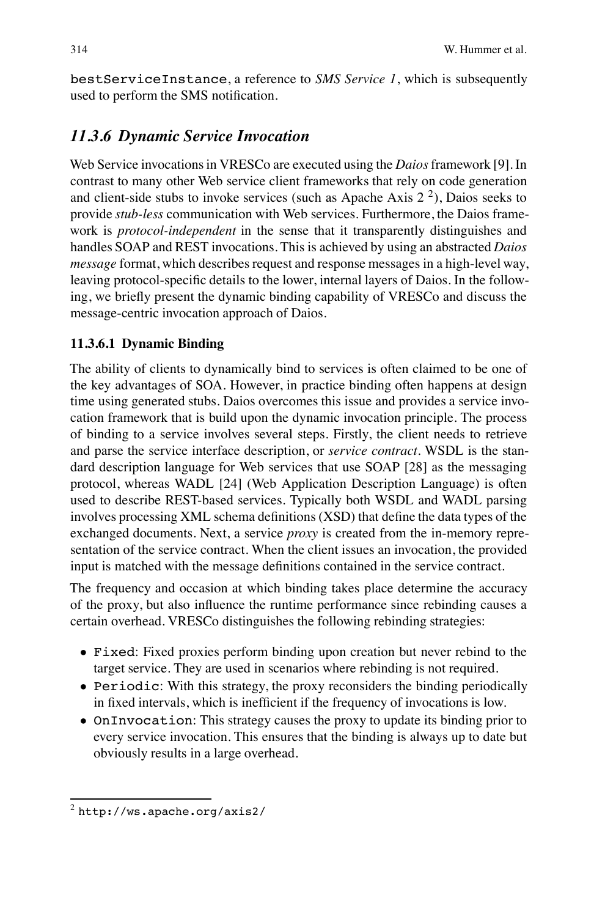`bestServiceInstance`, a reference to *SMS Service 1*, which is subsequently used to perform the SMS notification.

## *11.3.6 Dynamic Service Invocation*

Web Service invocations in VRESCo are executed using the *Daios* framework [9]. In contrast to many other Web service client frameworks that rely on code generation and client-side stubs to invoke services (such as Apache Axis 2 [2]), Daios seeks to provide *stub-less* communication with Web services. Furthermore, the Daios framework is *protocol-independent* in the sense that it transparently distinguishes and handles SOAP and REST invocations. This is achieved by using an abstracted *Daios message* format, which describes request and response messages in a high-level way, leaving protocol-specific details to the lower, internal layers of Daios. In the following, we briefly present the dynamic binding capability of VRESCo and discuss the message-centric invocation approach of Daios.

### 11.3.6.1 Dynamic Binding

The ability of clients to dynamically bind to services is often claimed to be one of the key advantages of SOA. However, in practice binding often happens at design time using generated stubs. Daios overcomes this issue and provides a service invocation framework that is build upon the dynamic invocation principle. The process of binding to a service involves several steps. Firstly, the client needs to retrieve and parse the service interface description, or *service contract*. WSDL is the standard description language for Web services that use SOAP [28] as the messaging protocol, whereas WADL [24] (Web Application Description Language) is often used to describe REST-based services. Typically both WSDL and WADL parsing involves processing XML schema definitions (XSD) that define the data types of the exchanged documents. Next, a service *proxy* is created from the in-memory representation of the service contract. When the client issues an invocation, the provided input is matched with the message definitions contained in the service contract.

The frequency and occasion at which binding takes place determine the accuracy of the proxy, but also influence the runtime performance since rebinding causes a certain overhead. VRESCo distinguishes the following rebinding strategies:

- `Fixed`: Fixed proxies perform binding upon creation but never rebind to the target service. They are used in scenarios where rebinding is not required.
- `Periodic`: With this strategy, the proxy reconsiders the binding periodically in fixed intervals, which is inefficient if the frequency of invocations is low.
- `OnInvocation`: This strategy causes the proxy to update its binding prior to every service invocation. This ensures that the binding is always up to date but obviously results in a large overhead.

[2] http://ws.apache.org/axis2/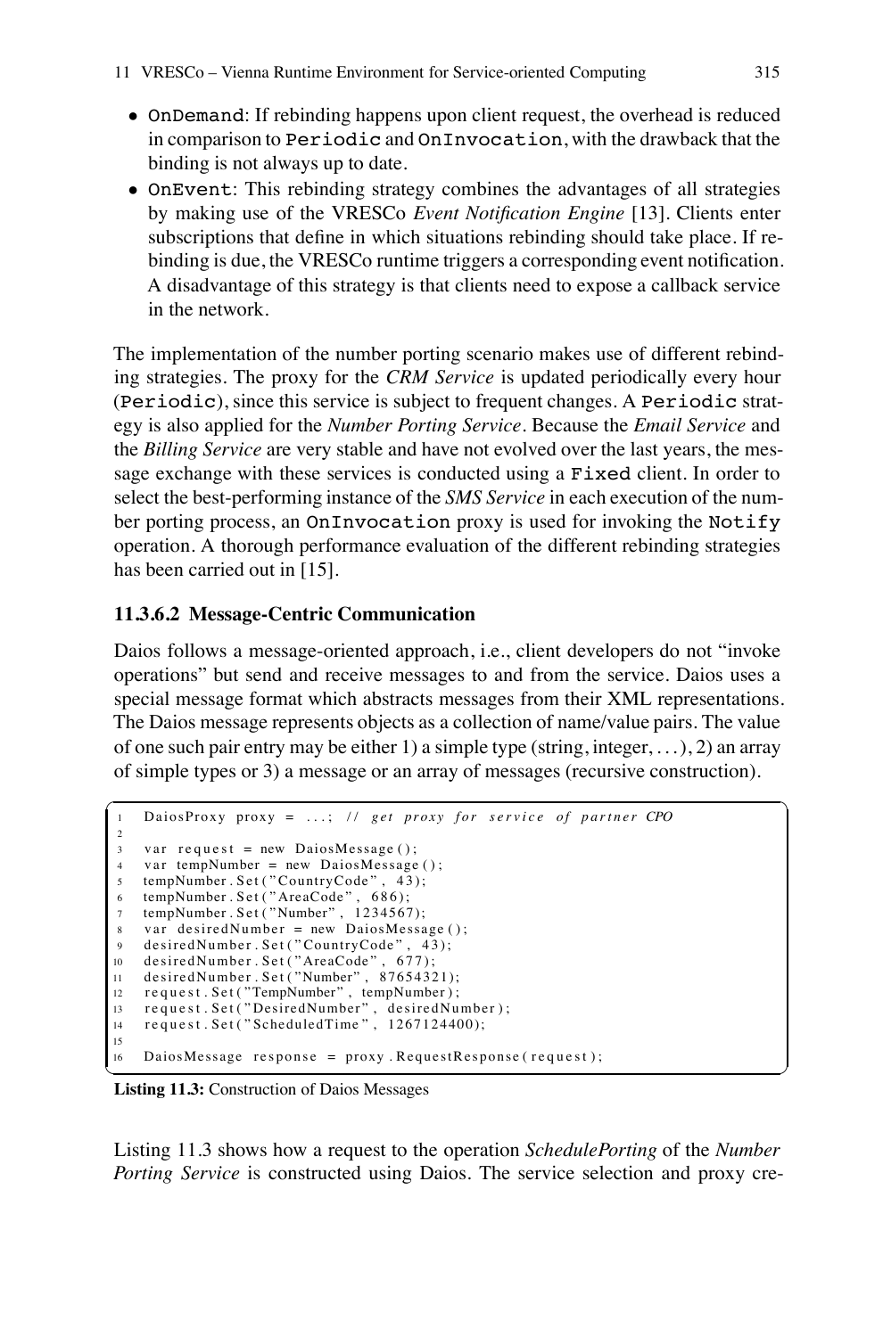- OnDemand: If rebinding happens upon client request, the overhead is reduced in comparison to Periodic and OnInvocation, with the drawback that the binding is not always up to date.
- OnEvent: This rebinding strategy combines the advantages of all strategies by making use of the VRESCo *Event Notification Engine* [13]. Clients enter subscriptions that define in which situations rebinding should take place. If rebinding is due, the VRESCo runtime triggers a corresponding event notification. A disadvantage of this strategy is that clients need to expose a callback service in the network.

The implementation of the number porting scenario makes use of different rebinding strategies. The proxy for the *CRM Service* is updated periodically every hour (Periodic), since this service is subject to frequent changes. A Periodic strategy is also applied for the *Number Porting Service*. Because the *Email Service* and the *Billing Service* are very stable and have not evolved over the last years, the message exchange with these services is conducted using a Fixed client. In order to select the best-performing instance of the *SMS Service* in each execution of the number porting process, an OnInvocation proxy is used for invoking the Notify operation. A thorough performance evaluation of the different rebinding strategies has been carried out in [15].

### 11.3.6.2 Message-Centric Communication

Daios follows a message-oriented approach, i.e., client developers do not "invoke operations" but send and receive messages to and from the service. Daios uses a special message format which abstracts messages from their XML representations. The Daios message represents objects as a collection of name/value pairs. The value of one such pair entry may be either 1) a simple type (string, integer, ...), 2) an array of simple types or 3) a message or an array of messages (recursive construction).

```
1  DaiosProxy proxy = ...; // get proxy for service of partner CPO
2
3  var request = new DaiosMessage();
4  var tempNumber = new DaiosMessage();
5  tempNumber.Set("CountryCode", 43);
6  tempNumber.Set("AreaCode", 686);
7  tempNumber.Set("Number", 1234567);
8  var desiredNumber = new DaiosMessage();
9  desiredNumber.Set("CountryCode", 43);
10 desiredNumber.Set("AreaCode", 677);
11 desiredNumber.Set("Number", 87654321);
12 request.Set("TempNumber", tempNumber);
13 request.Set("DesiredNumber", desiredNumber);
14 request.Set("ScheduledTime", 1267124400);
15
16 DaiosMessage response = proxy.RequestResponse(request);
```

**Listing 11.3:** Construction of Daios Messages

Listing 11.3 shows how a request to the operation *SchedulePorting* of the *Number Porting Service* is constructed using Daios. The service selection and proxy cre-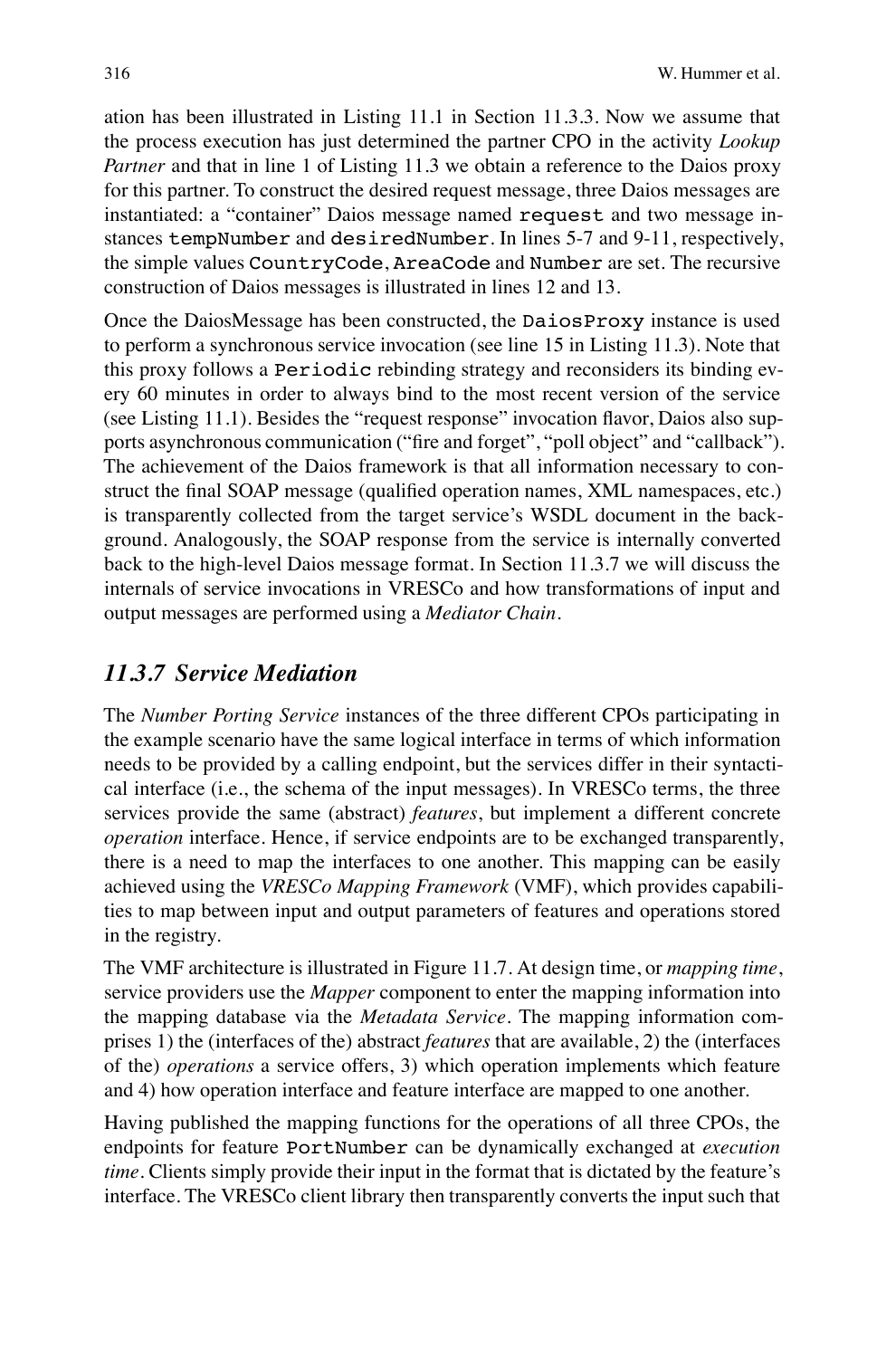ation has been illustrated in Listing 11.1 in Section 11.3.3. Now we assume that the process execution has just determined the partner CPO in the activity *Lookup Partner* and that in line 1 of Listing 11.3 we obtain a reference to the Daios proxy for this partner. To construct the desired request message, three Daios messages are instantiated: a "container" Daios message named `request` and two message instances `tempNumber` and `desiredNumber`. In lines 5-7 and 9-11, respectively, the simple values `CountryCode`, `AreaCode` and `Number` are set. The recursive construction of Daios messages is illustrated in lines 12 and 13.

Once the DaiosMessage has been constructed, the `DaiosProxy` instance is used to perform a synchronous service invocation (see line 15 in Listing 11.3). Note that this proxy follows a `Periodic` rebinding strategy and reconsiders its binding every 60 minutes in order to always bind to the most recent version of the service (see Listing 11.1). Besides the "request response" invocation flavor, Daios also supports asynchronous communication ("fire and forget", "poll object" and "callback"). The achievement of the Daios framework is that all information necessary to construct the final SOAP message (qualified operation names, XML namespaces, etc.) is transparently collected from the target service's WSDL document in the background. Analogously, the SOAP response from the service is internally converted back to the high-level Daios message format. In Section 11.3.7 we will discuss the internals of service invocations in VRESCo and how transformations of input and output messages are performed using a *Mediator Chain*.

## *11.3.7 Service Mediation*

The *Number Porting Service* instances of the three different CPOs participating in the example scenario have the same logical interface in terms of which information needs to be provided by a calling endpoint, but the services differ in their syntactical interface (i.e., the schema of the input messages). In VRESCo terms, the three services provide the same (abstract) *features*, but implement a different concrete *operation* interface. Hence, if service endpoints are to be exchanged transparently, there is a need to map the interfaces to one another. This mapping can be easily achieved using the *VRESCo Mapping Framework* (VMF), which provides capabilities to map between input and output parameters of features and operations stored in the registry.

The VMF architecture is illustrated in Figure 11.7. At design time, or *mapping time*, service providers use the *Mapper* component to enter the mapping information into the mapping database via the *Metadata Service*. The mapping information comprises 1) the (interfaces of the) abstract *features* that are available, 2) the (interfaces of the) *operations* a service offers, 3) which operation implements which feature and 4) how operation interface and feature interface are mapped to one another.

Having published the mapping functions for the operations of all three CPOs, the endpoints for feature `PortNumber` can be dynamically exchanged at *execution time*. Clients simply provide their input in the format that is dictated by the feature's interface. The VRESCo client library then transparently converts the input such that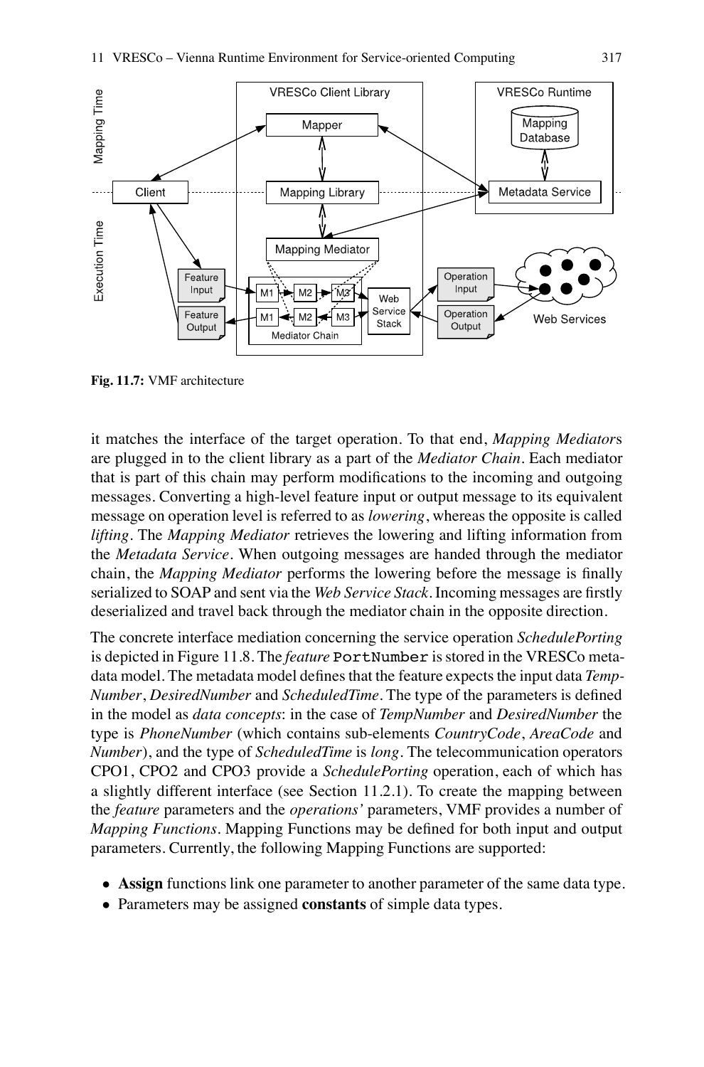Fig. 11.7: VMF architecture

it matches the interface of the target operation. To that end, *Mapping Mediator*s are plugged in to the client library as a part of the *Mediator Chain*. Each mediator that is part of this chain may perform modifications to the incoming and outgoing messages. Converting a high-level feature input or output message to its equivalent message on operation level is referred to as *lowering*, whereas the opposite is called *lifting*. The *Mapping Mediator* retrieves the lowering and lifting information from the *Metadata Service*. When outgoing messages are handed through the mediator chain, the *Mapping Mediator* performs the lowering before the message is finally serialized to SOAP and sent via the *Web Service Stack*. Incoming messages are firstly deserialized and travel back through the mediator chain in the opposite direction.

The concrete interface mediation concerning the service operation *SchedulePorting* is depicted in Figure 11.8. The *feature* `PortNumber` is stored in the VRESCo metadata model. The metadata model defines that the feature expects the input data *TempNumber*, *DesiredNumber* and *ScheduledTime*. The type of the parameters is defined in the model as *data concepts*: in the case of *TempNumber* and *DesiredNumber* the type is *PhoneNumber* (which contains sub-elements *CountryCode*, *AreaCode* and *Number*), and the type of *ScheduledTime* is *long*. The telecommunication operators CPO1, CPO2 and CPO3 provide a *SchedulePorting* operation, each of which has a slightly different interface (see Section 11.2.1). To create the mapping between the *feature* parameters and the *operations'* parameters, VMF provides a number of *Mapping Functions*. Mapping Functions may be defined for both input and output parameters. Currently, the following Mapping Functions are supported:

- **Assign** functions link one parameter to another parameter of the same data type.
- Parameters may be assigned **constants** of simple data types.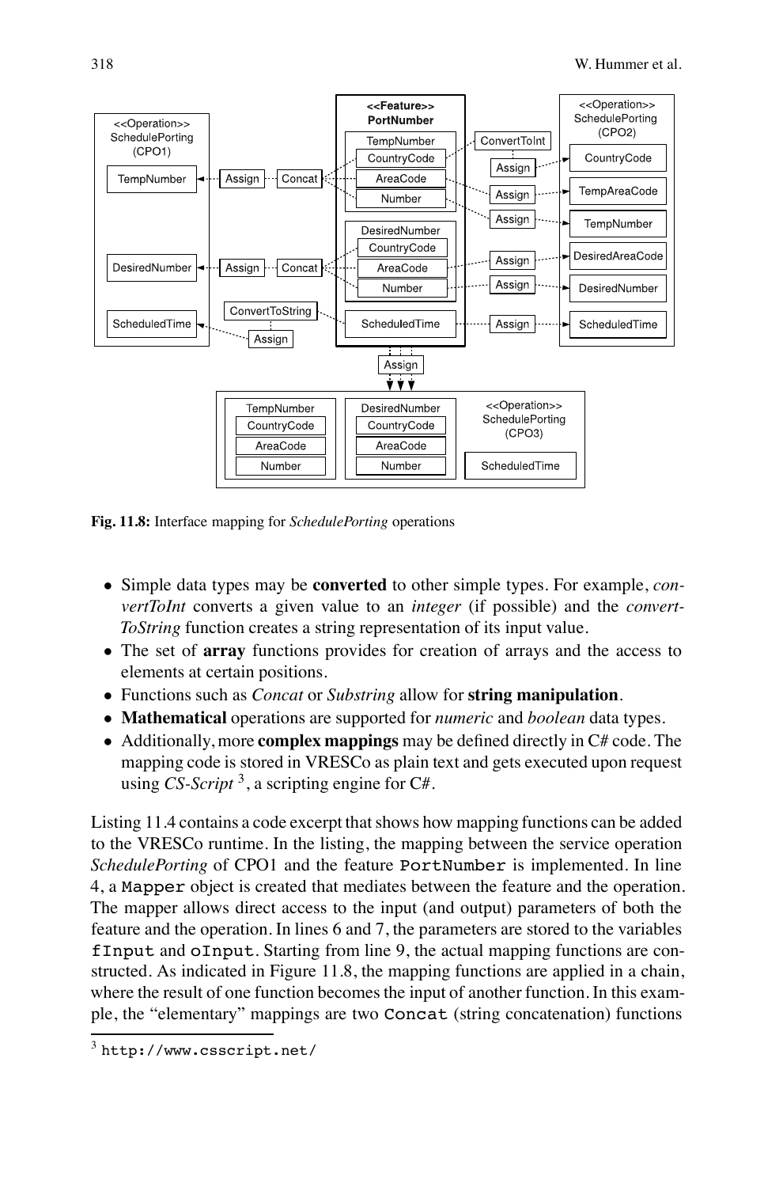**Fig. 11.8:** Interface mapping for *SchedulePorting* operations

- Simple data types may be **converted** to other simple types. For example, *convertToInt* converts a given value to an *integer* (if possible) and the *convertToString* function creates a string representation of its input value.
- The set of **array** functions provides for creation of arrays and the access to elements at certain positions.
- Functions such as *Concat* or *Substring* allow for **string manipulation**.
- **Mathematical** operations are supported for *numeric* and *boolean* data types.
- Additionally, more **complex mappings** may be defined directly in C# code. The mapping code is stored in VRESCo as plain text and gets executed upon request using *CS-Script* [3], a scripting engine for C#.

Listing 11.4 contains a code excerpt that shows how mapping functions can be added to the VRESCo runtime. In the listing, the mapping between the service operation *SchedulePorting* of CPO1 and the feature `PortNumber` is implemented. In line 4, a `Mapper` object is created that mediates between the feature and the operation. The mapper allows direct access to the input (and output) parameters of both the feature and the operation. In lines 6 and 7, the parameters are stored to the variables `fInput` and `oInput`. Starting from line 9, the actual mapping functions are constructed. As indicated in Figure 11.8, the mapping functions are applied in a chain, where the result of one function becomes the input of another function. In this example, the "elementary" mappings are two `Concat` (string concatenation) functions

[3] `http://www.csscript.net/`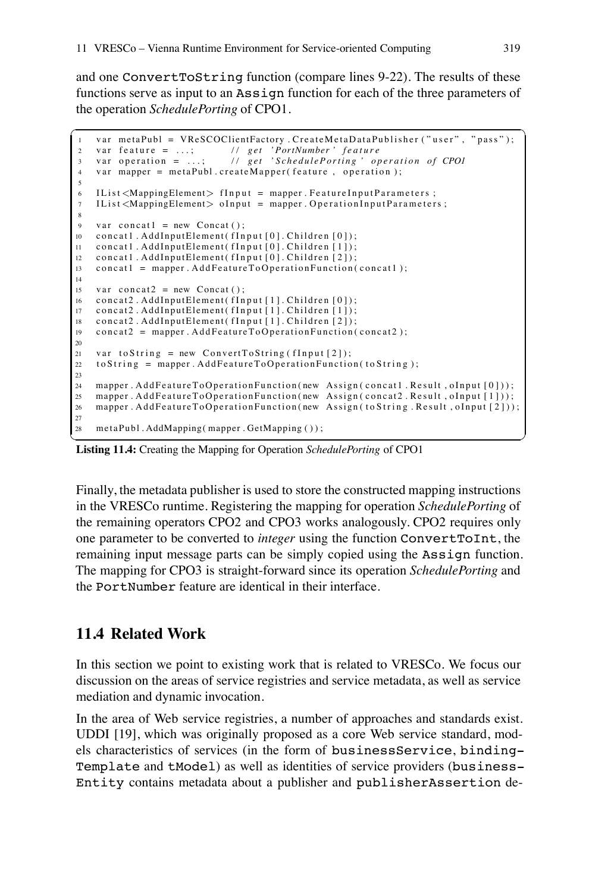and one `ConvertToString` function (compare lines 9-22). The results of these functions serve as input to an `Assign` function for each of the three parameters of the operation *SchedulePorting* of CPO1.

```
1  var metaPubl = VReSCOClientFactory.CreateMetaDataPublisher("user", "pass");
2  var feature = ...;        // get 'PortNumber' feature
3  var operation = ...;      // get 'SchedulePorting' operation of CPO1
4  var mapper = metaPubl.createMapper(feature, operation);
5
6  IList<MappingElement> fInput = mapper.FeatureInputParameters;
7  IList<MappingElement> oInput = mapper.OperationInputParameters;
8
9  var concat1 = new Concat();
10 concat1.AddInputElement(fInput[0].Children[0]);
11 concat1.AddInputElement(fInput[0].Children[1]);
12 concat1.AddInputElement(fInput[0].Children[2]);
13 concat1 = mapper.AddFeatureToOperationFunction(concat1);
14
15 var concat2 = new Concat();
16 concat2.AddInputElement(fInput[1].Children[0]);
17 concat2.AddInputElement(fInput[1].Children[1]);
18 concat2.AddInputElement(fInput[1].Children[2]);
19 concat2 = mapper.AddFeatureToOperationFunction(concat2);
20
21 var toString = new ConvertToString(fInput[2]);
22 toString = mapper.AddFeatureToOperationFunction(toString);
23
24 mapper.AddFeatureToOperationFunction(new Assign(concat1.Result, oInput[0]));
25 mapper.AddFeatureToOperationFunction(new Assign(concat2.Result, oInput[1]));
26 mapper.AddFeatureToOperationFunction(new Assign(toString.Result, oInput[2]));
27
28 metaPubl.AddMapping(mapper.GetMapping());
```

**Listing 11.4:** Creating the Mapping for Operation *SchedulePorting* of CPO1

Finally, the metadata publisher is used to store the constructed mapping instructions in the VRESCo runtime. Registering the mapping for operation *SchedulePorting* of the remaining operators CPO2 and CPO3 works analogously. CPO2 requires only one parameter to be converted to *integer* using the function `ConvertToInt`, the remaining input message parts can be simply copied using the `Assign` function. The mapping for CPO3 is straight-forward since its operation *SchedulePorting* and the `PortNumber` feature are identical in their interface.

## 11.4 Related Work

In this section we point to existing work that is related to VRESCo. We focus our discussion on the areas of service registries and service metadata, as well as service mediation and dynamic invocation.

In the area of Web service registries, a number of approaches and standards exist. UDDI [19], which was originally proposed as a core Web service standard, models characteristics of services (in the form of `businessService`, `bindingTemplate` and `tModel`) as well as identities of service providers (`businessEntity` contains metadata about a publisher and `publisherAssertion` de-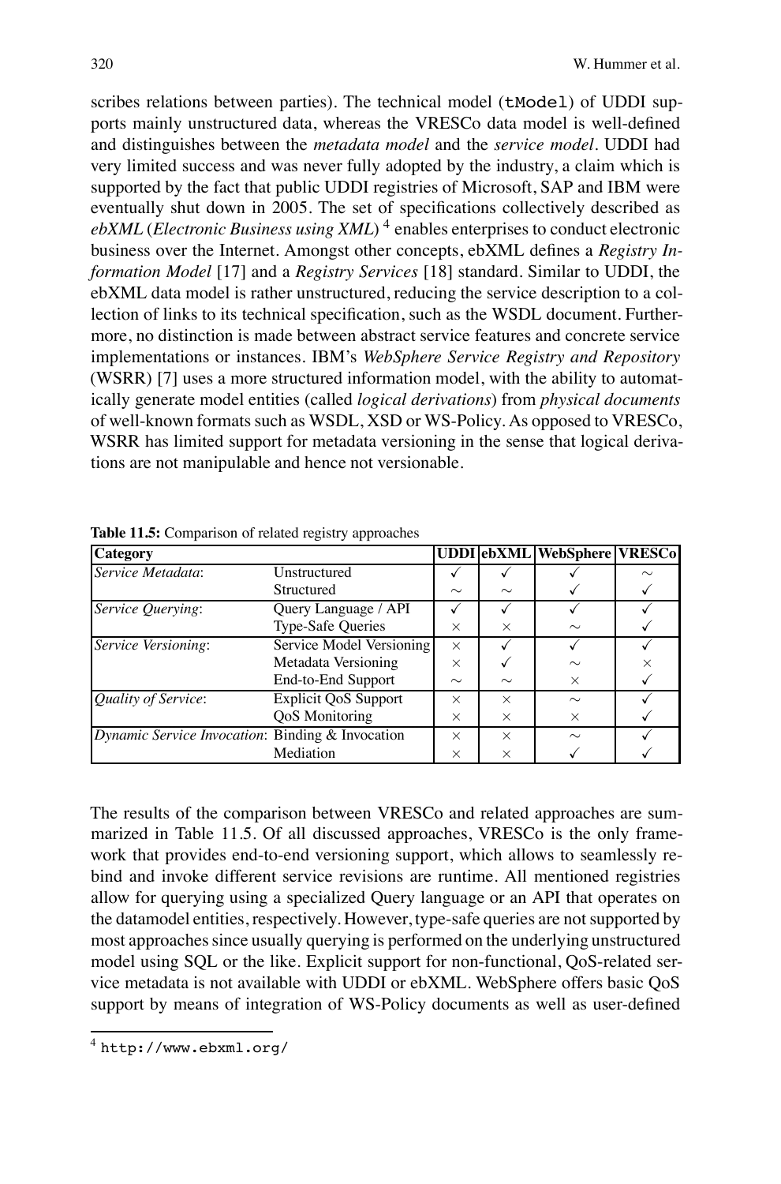scribes relations between parties). The technical model (`tModel`) of UDDI supports mainly unstructured data, whereas the VRESCo data model is well-defined and distinguishes between the *metadata model* and the *service model*. UDDI had very limited success and was never fully adopted by the industry, a claim which is supported by the fact that public UDDI registries of Microsoft, SAP and IBM were eventually shut down in 2005. The set of specifications collectively described as *ebXML* (*Electronic Business using XML*) [4] enables enterprises to conduct electronic business over the Internet. Amongst other concepts, ebXML defines a *Registry Information Model* [17] and a *Registry Services* [18] standard. Similar to UDDI, the ebXML data model is rather unstructured, reducing the service description to a collection of links to its technical specification, such as the WSDL document. Furthermore, no distinction is made between abstract service features and concrete service implementations or instances. IBM's *WebSphere Service Registry and Repository* (WSRR) [7] uses a more structured information model, with the ability to automatically generate model entities (called *logical derivations*) from *physical documents* of well-known formats such as WSDL, XSD or WS-Policy. As opposed to VRESCo, WSRR has limited support for metadata versioning in the sense that logical derivations are not manipulable and hence not versionable.

**Table 11.5:** Comparison of related registry approaches

| Category | | UDDI | ebXML | WebSphere | VRESCo |
|---|---|---|---|---|---|
| *Service Metadata*: | Unstructured | ✓ | ✓ | ✓ | ∼ |
| | Structured | ∼ | ∼ | ✓ | ✓ |
| *Service Querying*: | Query Language / API | ✓ | ✓ | ✓ | ✓ |
| | Type-Safe Queries | × | × | ∼ | ✓ |
| *Service Versioning*: | Service Model Versioning | × | ✓ | ✓ | ✓ |
| | Metadata Versioning | × | ✓ | ∼ | × |
| | End-to-End Support | ∼ | ∼ | × | ✓ |
| *Quality of Service*: | Explicit QoS Support | × | × | ∼ | ✓ |
| | QoS Monitoring | × | × | × | ✓ |
| *Dynamic Service Invocation*: | Binding & Invocation | × | × | ∼ | ✓ |
| | Mediation | × | × | ✓ | ✓ |

The results of the comparison between VRESCo and related approaches are summarized in Table 11.5. Of all discussed approaches, VRESCo is the only framework that provides end-to-end versioning support, which allows to seamlessly rebind and invoke different service revisions are runtime. All mentioned registries allow for querying using a specialized Query language or an API that operates on the datamodel entities, respectively. However, type-safe queries are not supported by most approaches since usually querying is performed on the underlying unstructured model using SQL or the like. Explicit support for non-functional, QoS-related service metadata is not available with UDDI or ebXML. WebSphere offers basic QoS support by means of integration of WS-Policy documents as well as user-defined

[4] `http://www.ebxml.org/`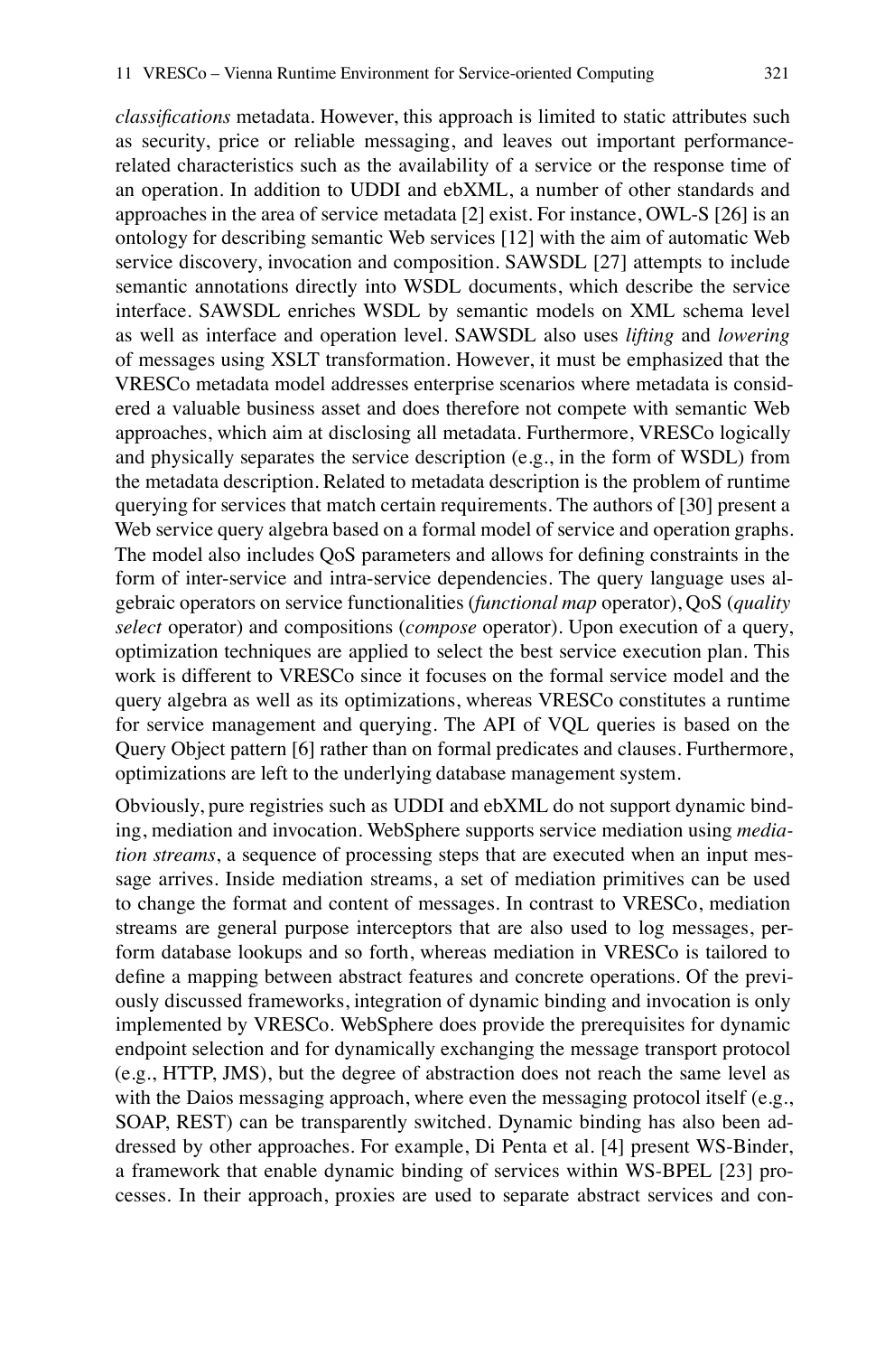*classifications* metadata. However, this approach is limited to static attributes such as security, price or reliable messaging, and leaves out important performance-related characteristics such as the availability of a service or the response time of an operation. In addition to UDDI and ebXML, a number of other standards and approaches in the area of service metadata [2] exist. For instance, OWL-S [26] is an ontology for describing semantic Web services [12] with the aim of automatic Web service discovery, invocation and composition. SAWSDL [27] attempts to include semantic annotations directly into WSDL documents, which describe the service interface. SAWSDL enriches WSDL by semantic models on XML schema level as well as interface and operation level. SAWSDL also uses *lifting* and *lowering* of messages using XSLT transformation. However, it must be emphasized that the VRESCo metadata model addresses enterprise scenarios where metadata is considered a valuable business asset and does therefore not compete with semantic Web approaches, which aim at disclosing all metadata. Furthermore, VRESCo logically and physically separates the service description (e.g., in the form of WSDL) from the metadata description. Related to metadata description is the problem of runtime querying for services that match certain requirements. The authors of [30] present a Web service query algebra based on a formal model of service and operation graphs. The model also includes QoS parameters and allows for defining constraints in the form of inter-service and intra-service dependencies. The query language uses algebraic operators on service functionalities (*functional map* operator), QoS (*quality select* operator) and compositions (*compose* operator). Upon execution of a query, optimization techniques are applied to select the best service execution plan. This work is different to VRESCo since it focuses on the formal service model and the query algebra as well as its optimizations, whereas VRESCo constitutes a runtime for service management and querying. The API of VQL queries is based on the Query Object pattern [6] rather than on formal predicates and clauses. Furthermore, optimizations are left to the underlying database management system.

Obviously, pure registries such as UDDI and ebXML do not support dynamic binding, mediation and invocation. WebSphere supports service mediation using *mediation streams*, a sequence of processing steps that are executed when an input message arrives. Inside mediation streams, a set of mediation primitives can be used to change the format and content of messages. In contrast to VRESCo, mediation streams are general purpose interceptors that are also used to log messages, perform database lookups and so forth, whereas mediation in VRESCo is tailored to define a mapping between abstract features and concrete operations. Of the previously discussed frameworks, integration of dynamic binding and invocation is only implemented by VRESCo. WebSphere does provide the prerequisites for dynamic endpoint selection and for dynamically exchanging the message transport protocol (e.g., HTTP, JMS), but the degree of abstraction does not reach the same level as with the Daios messaging approach, where even the messaging protocol itself (e.g., SOAP, REST) can be transparently switched. Dynamic binding has also been addressed by other approaches. For example, Di Penta et al. [4] present WS-Binder, a framework that enable dynamic binding of services within WS-BPEL [23] processes. In their approach, proxies are used to separate abstract services and con-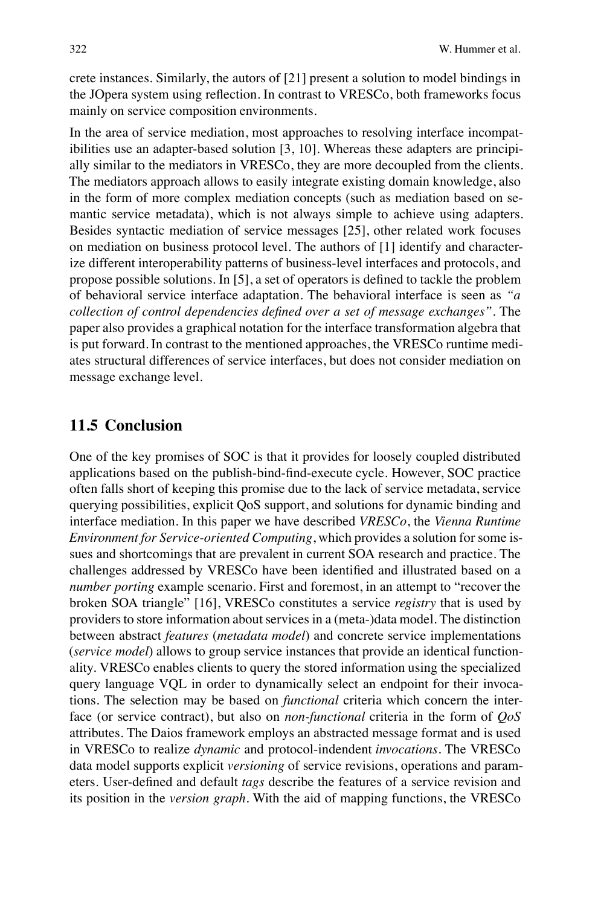crete instances. Similarly, the autors of [21] present a solution to model bindings in the JOpera system using reflection. In contrast to VRESCo, both frameworks focus mainly on service composition environments.

In the area of service mediation, most approaches to resolving interface incompatibilities use an adapter-based solution [3, 10]. Whereas these adapters are principially similar to the mediators in VRESCo, they are more decoupled from the clients. The mediators approach allows to easily integrate existing domain knowledge, also in the form of more complex mediation concepts (such as mediation based on semantic service metadata), which is not always simple to achieve using adapters. Besides syntactic mediation of service messages [25], other related work focuses on mediation on business protocol level. The authors of [1] identify and characterize different interoperability patterns of business-level interfaces and protocols, and propose possible solutions. In [5], a set of operators is defined to tackle the problem of behavioral service interface adaptation. The behavioral interface is seen as *"a collection of control dependencies defined over a set of message exchanges"*. The paper also provides a graphical notation for the interface transformation algebra that is put forward. In contrast to the mentioned approaches, the VRESCo runtime mediates structural differences of service interfaces, but does not consider mediation on message exchange level.

## 11.5 Conclusion

One of the key promises of SOC is that it provides for loosely coupled distributed applications based on the publish-bind-find-execute cycle. However, SOC practice often falls short of keeping this promise due to the lack of service metadata, service querying possibilities, explicit QoS support, and solutions for dynamic binding and interface mediation. In this paper we have described *VRESCo*, the *Vienna Runtime Environment for Service-oriented Computing*, which provides a solution for some issues and shortcomings that are prevalent in current SOA research and practice. The challenges addressed by VRESCo have been identified and illustrated based on a *number porting* example scenario. First and foremost, in an attempt to "recover the broken SOA triangle" [16], VRESCo constitutes a service *registry* that is used by providers to store information about services in a (meta-)data model. The distinction between abstract *features* (*metadata model*) and concrete service implementations (*service model*) allows to group service instances that provide an identical functionality. VRESCo enables clients to query the stored information using the specialized query language VQL in order to dynamically select an endpoint for their invocations. The selection may be based on *functional* criteria which concern the interface (or service contract), but also on *non-functional* criteria in the form of *QoS* attributes. The Daios framework employs an abstracted message format and is used in VRESCo to realize *dynamic* and protocol-indendent *invocations*. The VRESCo data model supports explicit *versioning* of service revisions, operations and parameters. User-defined and default *tags* describe the features of a service revision and its position in the *version graph*. With the aid of mapping functions, the VRESCo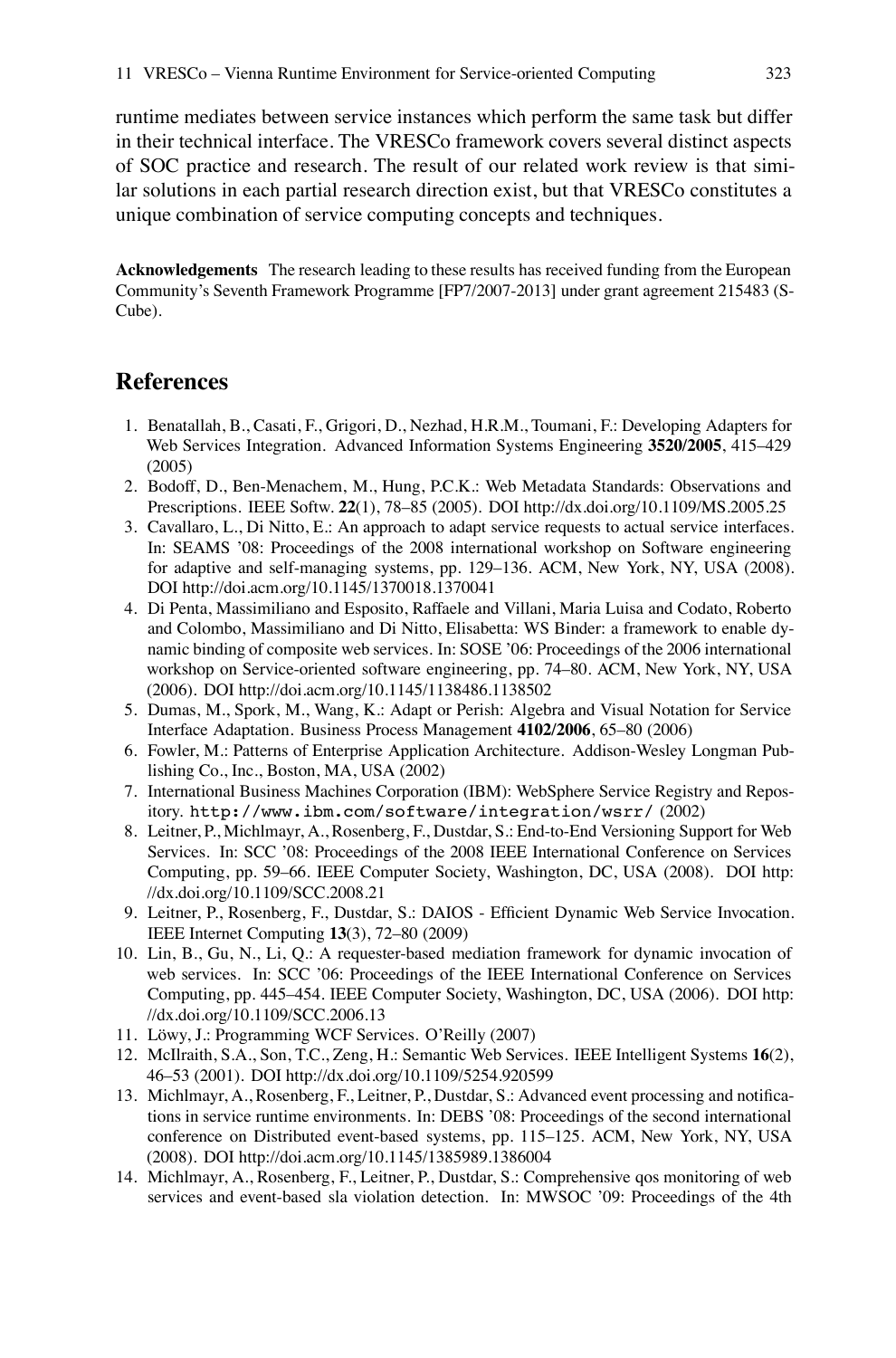runtime mediates between service instances which perform the same task but differ in their technical interface. The VRESCo framework covers several distinct aspects of SOC practice and research. The result of our related work review is that similar solutions in each partial research direction exist, but that VRESCo constitutes a unique combination of service computing concepts and techniques.

**Acknowledgements** The research leading to these results has received funding from the European Community's Seventh Framework Programme [FP7/2007-2013] under grant agreement 215483 (S-Cube).

## References

1. Benatallah, B., Casati, F., Grigori, D., Nezhad, H.R.M., Toumani, F.: Developing Adapters for Web Services Integration. Advanced Information Systems Engineering **3520/2005**, 415–429 (2005)
2. Bodoff, D., Ben-Menachem, M., Hung, P.C.K.: Web Metadata Standards: Observations and Prescriptions. IEEE Softw. **22**(1), 78–85 (2005). DOI http://dx.doi.org/10.1109/MS.2005.25
3. Cavallaro, L., Di Nitto, E.: An approach to adapt service requests to actual service interfaces. In: SEAMS '08: Proceedings of the 2008 international workshop on Software engineering for adaptive and self-managing systems, pp. 129–136. ACM, New York, NY, USA (2008). DOI http://doi.acm.org/10.1145/1370018.1370041
4. Di Penta, Massimiliano and Esposito, Raffaele and Villani, Maria Luisa and Codato, Roberto and Colombo, Massimiliano and Di Nitto, Elisabetta: WS Binder: a framework to enable dynamic binding of composite web services. In: SOSE '06: Proceedings of the 2006 international workshop on Service-oriented software engineering, pp. 74–80. ACM, New York, NY, USA (2006). DOI http://doi.acm.org/10.1145/1138486.1138502
5. Dumas, M., Spork, M., Wang, K.: Adapt or Perish: Algebra and Visual Notation for Service Interface Adaptation. Business Process Management **4102/2006**, 65–80 (2006)
6. Fowler, M.: Patterns of Enterprise Application Architecture. Addison-Wesley Longman Publishing Co., Inc., Boston, MA, USA (2002)
7. International Business Machines Corporation (IBM): WebSphere Service Registry and Repository. `http://www.ibm.com/software/integration/wsrr/` (2002)
8. Leitner, P., Michlmayr, A., Rosenberg, F., Dustdar, S.: End-to-End Versioning Support for Web Services. In: SCC '08: Proceedings of the 2008 IEEE International Conference on Services Computing, pp. 59–66. IEEE Computer Society, Washington, DC, USA (2008). DOI http://dx.doi.org/10.1109/SCC.2008.21
9. Leitner, P., Rosenberg, F., Dustdar, S.: DAIOS - Efficient Dynamic Web Service Invocation. IEEE Internet Computing **13**(3), 72–80 (2009)
10. Lin, B., Gu, N., Li, Q.: A requester-based mediation framework for dynamic invocation of web services. In: SCC '06: Proceedings of the IEEE International Conference on Services Computing, pp. 445–454. IEEE Computer Society, Washington, DC, USA (2006). DOI http://dx.doi.org/10.1109/SCC.2006.13
11. Löwy, J.: Programming WCF Services. O'Reilly (2007)
12. McIlraith, S.A., Son, T.C., Zeng, H.: Semantic Web Services. IEEE Intelligent Systems **16**(2), 46–53 (2001). DOI http://dx.doi.org/10.1109/5254.920599
13. Michlmayr, A., Rosenberg, F., Leitner, P., Dustdar, S.: Advanced event processing and notifications in service runtime environments. In: DEBS '08: Proceedings of the second international conference on Distributed event-based systems, pp. 115–125. ACM, New York, NY, USA (2008). DOI http://doi.acm.org/10.1145/1385989.1386004
14. Michlmayr, A., Rosenberg, F., Leitner, P., Dustdar, S.: Comprehensive qos monitoring of web services and event-based sla violation detection. In: MWSOC '09: Proceedings of the 4th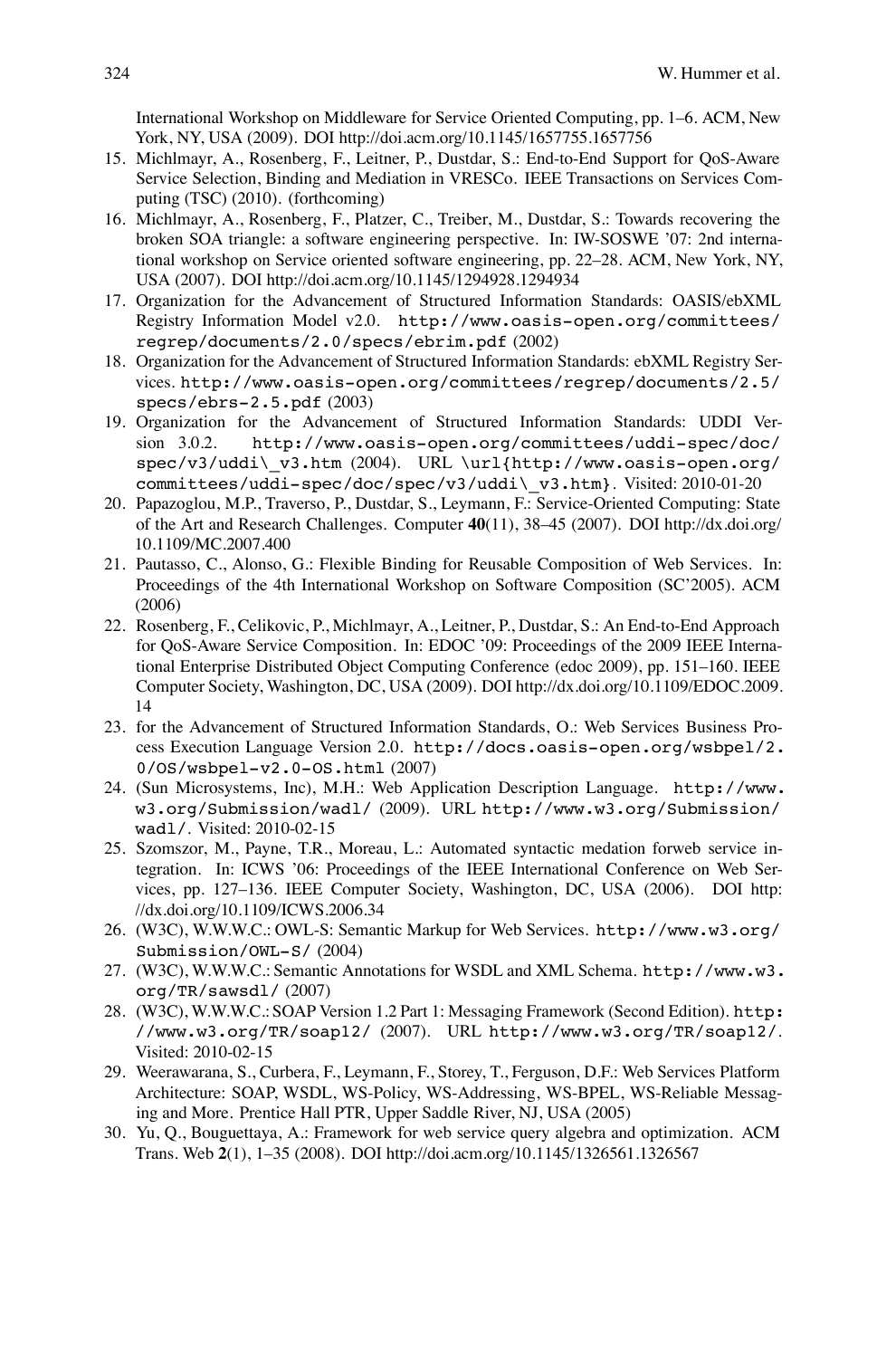International Workshop on Middleware for Service Oriented Computing, pp. 1–6. ACM, New York, NY, USA (2009). DOI http://doi.acm.org/10.1145/1657755.1657756

15. Michlmayr, A., Rosenberg, F., Leitner, P., Dustdar, S.: End-to-End Support for QoS-Aware Service Selection, Binding and Mediation in VRESCo. IEEE Transactions on Services Computing (TSC) (2010). (forthcoming)
16. Michlmayr, A., Rosenberg, F., Platzer, C., Treiber, M., Dustdar, S.: Towards recovering the broken SOA triangle: a software engineering perspective. In: IW-SOSWE '07: 2nd international workshop on Service oriented software engineering, pp. 22–28. ACM, New York, NY, USA (2007). DOI http://doi.acm.org/10.1145/1294928.1294934
17. Organization for the Advancement of Structured Information Standards: OASIS/ebXML Registry Information Model v2.0. `http://www.oasis-open.org/committees/regrep/documents/2.0/specs/ebrim.pdf` (2002)
18. Organization for the Advancement of Structured Information Standards: ebXML Registry Services. `http://www.oasis-open.org/committees/regrep/documents/2.5/specs/ebrs-2.5.pdf` (2003)
19. Organization for the Advancement of Structured Information Standards: UDDI Version 3.0.2. `http://www.oasis-open.org/committees/uddi-spec/doc/spec/v3/uddi\_v3.htm` (2004). URL `\url{http://www.oasis-open.org/committees/uddi-spec/doc/spec/v3/uddi\_v3.htm}`. Visited: 2010-01-20
20. Papazoglou, M.P., Traverso, P., Dustdar, S., Leymann, F.: Service-Oriented Computing: State of the Art and Research Challenges. Computer **40**(11), 38–45 (2007). DOI http://dx.doi.org/10.1109/MC.2007.400
21. Pautasso, C., Alonso, G.: Flexible Binding for Reusable Composition of Web Services. In: Proceedings of the 4th International Workshop on Software Composition (SC'2005). ACM (2006)
22. Rosenberg, F., Celikovic, P., Michlmayr, A., Leitner, P., Dustdar, S.: An End-to-End Approach for QoS-Aware Service Composition. In: EDOC '09: Proceedings of the 2009 IEEE International Enterprise Distributed Object Computing Conference (edoc 2009), pp. 151–160. IEEE Computer Society, Washington, DC, USA (2009). DOI http://dx.doi.org/10.1109/EDOC.2009.14
23. for the Advancement of Structured Information Standards, O.: Web Services Business Process Execution Language Version 2.0. `http://docs.oasis-open.org/wsbpel/2.0/OS/wsbpel-v2.0-OS.html` (2007)
24. (Sun Microsystems, Inc), M.H.: Web Application Description Language. `http://www.w3.org/Submission/wadl/` (2009). URL `http://www.w3.org/Submission/wadl/`. Visited: 2010-02-15
25. Szomszor, M., Payne, T.R., Moreau, L.: Automated syntactic medation forweb service integration. In: ICWS '06: Proceedings of the IEEE International Conference on Web Services, pp. 127–136. IEEE Computer Society, Washington, DC, USA (2006). DOI http://dx.doi.org/10.1109/ICWS.2006.34
26. (W3C), W.W.W.C.: OWL-S: Semantic Markup for Web Services. `http://www.w3.org/Submission/OWL-S/` (2004)
27. (W3C), W.W.W.C.: Semantic Annotations for WSDL and XML Schema. `http://www.w3.org/TR/sawsdl/` (2007)
28. (W3C), W.W.W.C.: SOAP Version 1.2 Part 1: Messaging Framework (Second Edition). `http://www.w3.org/TR/soap12/` (2007). URL `http://www.w3.org/TR/soap12/`. Visited: 2010-02-15
29. Weerawarana, S., Curbera, F., Leymann, F., Storey, T., Ferguson, D.F.: Web Services Platform Architecture: SOAP, WSDL, WS-Policy, WS-Addressing, WS-BPEL, WS-Reliable Messaging and More. Prentice Hall PTR, Upper Saddle River, NJ, USA (2005)
30. Yu, Q., Bouguettaya, A.: Framework for web service query algebra and optimization. ACM Trans. Web **2**(1), 1–35 (2008). DOI http://doi.acm.org/10.1145/1326561.1326567